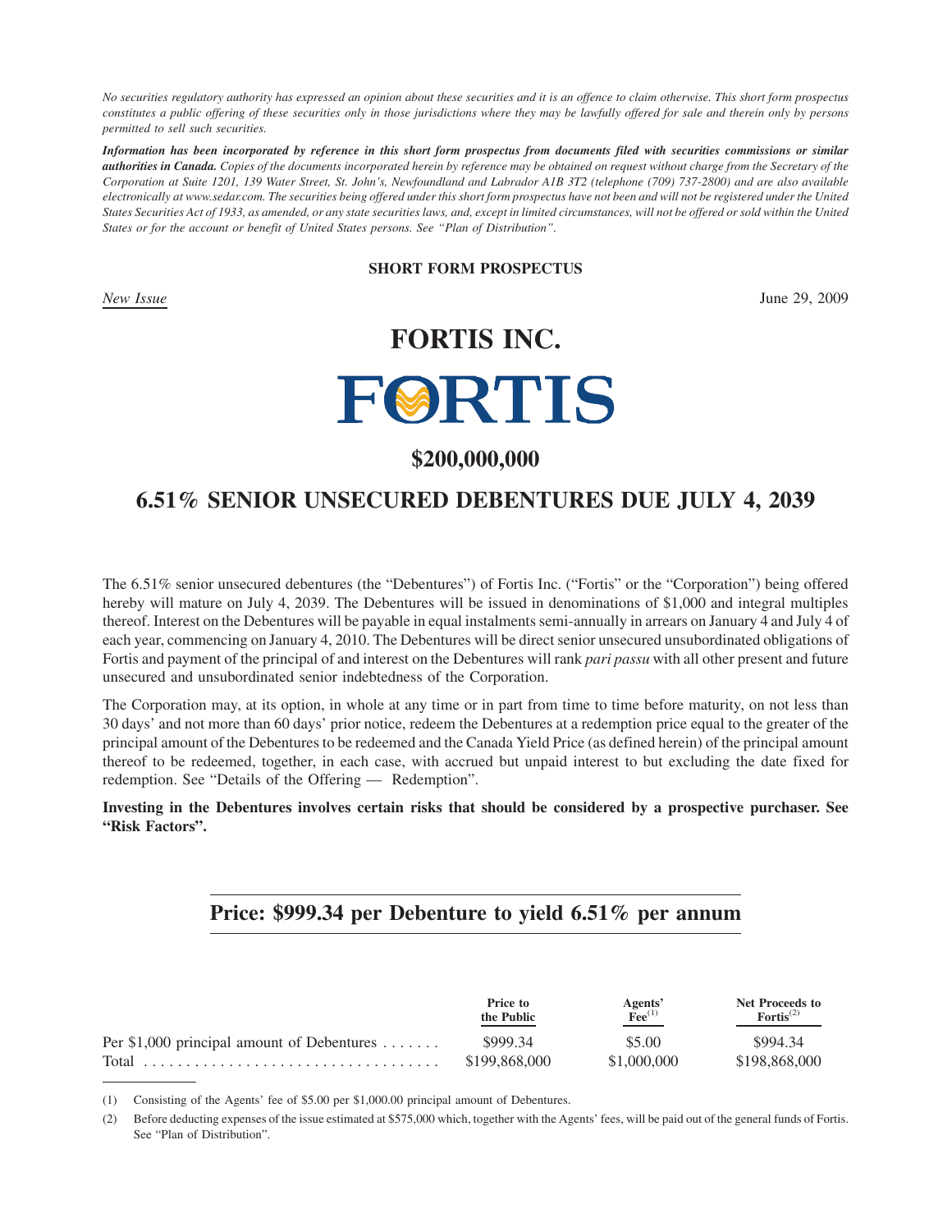*No securities regulatory authority has expressed an opinion about these securities and it is an offence to claim otherwise. This short form prospectus constitutes a public offering of these securities only in those jurisdictions where they may be lawfully offered for sale and therein only by persons permitted to sell such securities.*

***Information has been incorporated by reference in this short form prospectus from documents filed with securities commissions or similar authorities in Canada.*** *Copies of the documents incorporated herein by reference may be obtained on request without charge from the Secretary of the Corporation at Suite 1201, 139 Water Street, St. John's, Newfoundland and Labrador A1B 3T2 (telephone (709) 737-2800) and are also available electronically at www.sedar.com. The securities being offered under this short form prospectus have not been and will not be registered under the United States Securities Act of 1933, as amended, or any state securities laws, and, except in limited circumstances, will not be offered or sold within the United States or for the account or benefit of United States persons. See "Plan of Distribution".*

**SHORT FORM PROSPECTUS**

*New Issue* June 29, 2009

# FORTIS INC.

FORTIS

## $200,000,000

## 6.51% SENIOR UNSECURED DEBENTURES DUE JULY 4, 2039

The 6.51% senior unsecured debentures (the "Debentures") of Fortis Inc. ("Fortis" or the "Corporation") being offered hereby will mature on July 4, 2039. The Debentures will be issued in denominations of $1,000 and integral multiples thereof. Interest on the Debentures will be payable in equal instalments semi-annually in arrears on January 4 and July 4 of each year, commencing on January 4, 2010. The Debentures will be direct senior unsecured unsubordinated obligations of Fortis and payment of the principal of and interest on the Debentures will rank *pari passu* with all other present and future unsecured and unsubordinated senior indebtedness of the Corporation.

The Corporation may, at its option, in whole at any time or in part from time to time before maturity, on not less than 30 days' and not more than 60 days' prior notice, redeem the Debentures at a redemption price equal to the greater of the principal amount of the Debentures to be redeemed and the Canada Yield Price (as defined herein) of the principal amount thereof to be redeemed, together, in each case, with accrued but unpaid interest to but excluding the date fixed for redemption. See "Details of the Offering — Redemption".

**Investing in the Debentures involves certain risks that should be considered by a prospective purchaser. See "Risk Factors".**

## Price: $999.34 per Debenture to yield 6.51% per annum

| | Price to the Public | Agents' Fee[(1)] | Net Proceeds to Fortis[(2)] |
|---|---|---|---|
| Per $1,000 principal amount of Debentures | $999.34 | $5.00 | $994.34 |
| Total | $199,868,000 | $1,000,000 | $198,868,000 |

(1) Consisting of the Agents' fee of $5.00 per $1,000.00 principal amount of Debentures.

(2) Before deducting expenses of the issue estimated at $575,000 which, together with the Agents' fees, will be paid out of the general funds of Fortis. See "Plan of Distribution".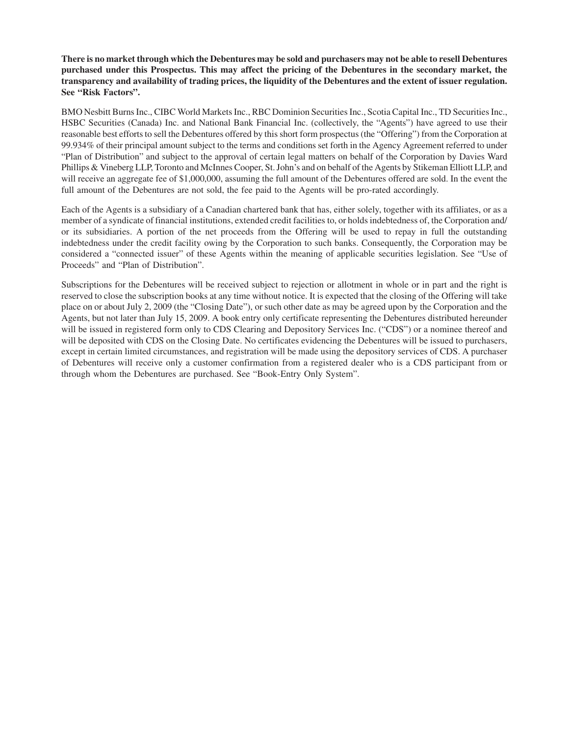**There is no market through which the Debentures may be sold and purchasers may not be able to resell Debentures purchased under this Prospectus. This may affect the pricing of the Debentures in the secondary market, the transparency and availability of trading prices, the liquidity of the Debentures and the extent of issuer regulation. See "Risk Factors".**

BMO Nesbitt Burns Inc., CIBC World Markets Inc., RBC Dominion Securities Inc., Scotia Capital Inc., TD Securities Inc., HSBC Securities (Canada) Inc. and National Bank Financial Inc. (collectively, the "Agents") have agreed to use their reasonable best efforts to sell the Debentures offered by this short form prospectus (the "Offering") from the Corporation at 99.934% of their principal amount subject to the terms and conditions set forth in the Agency Agreement referred to under "Plan of Distribution" and subject to the approval of certain legal matters on behalf of the Corporation by Davies Ward Phillips & Vineberg LLP, Toronto and McInnes Cooper, St. John's and on behalf of the Agents by Stikeman Elliott LLP, and will receive an aggregate fee of $1,000,000, assuming the full amount of the Debentures offered are sold. In the event the full amount of the Debentures are not sold, the fee paid to the Agents will be pro-rated accordingly.

Each of the Agents is a subsidiary of a Canadian chartered bank that has, either solely, together with its affiliates, or as a member of a syndicate of financial institutions, extended credit facilities to, or holds indebtedness of, the Corporation and/ or its subsidiaries. A portion of the net proceeds from the Offering will be used to repay in full the outstanding indebtedness under the credit facility owing by the Corporation to such banks. Consequently, the Corporation may be considered a "connected issuer" of these Agents within the meaning of applicable securities legislation. See "Use of Proceeds" and "Plan of Distribution".

Subscriptions for the Debentures will be received subject to rejection or allotment in whole or in part and the right is reserved to close the subscription books at any time without notice. It is expected that the closing of the Offering will take place on or about July 2, 2009 (the "Closing Date"), or such other date as may be agreed upon by the Corporation and the Agents, but not later than July 15, 2009. A book entry only certificate representing the Debentures distributed hereunder will be issued in registered form only to CDS Clearing and Depository Services Inc. ("CDS") or a nominee thereof and will be deposited with CDS on the Closing Date. No certificates evidencing the Debentures will be issued to purchasers, except in certain limited circumstances, and registration will be made using the depository services of CDS. A purchaser of Debentures will receive only a customer confirmation from a registered dealer who is a CDS participant from or through whom the Debentures are purchased. See "Book-Entry Only System".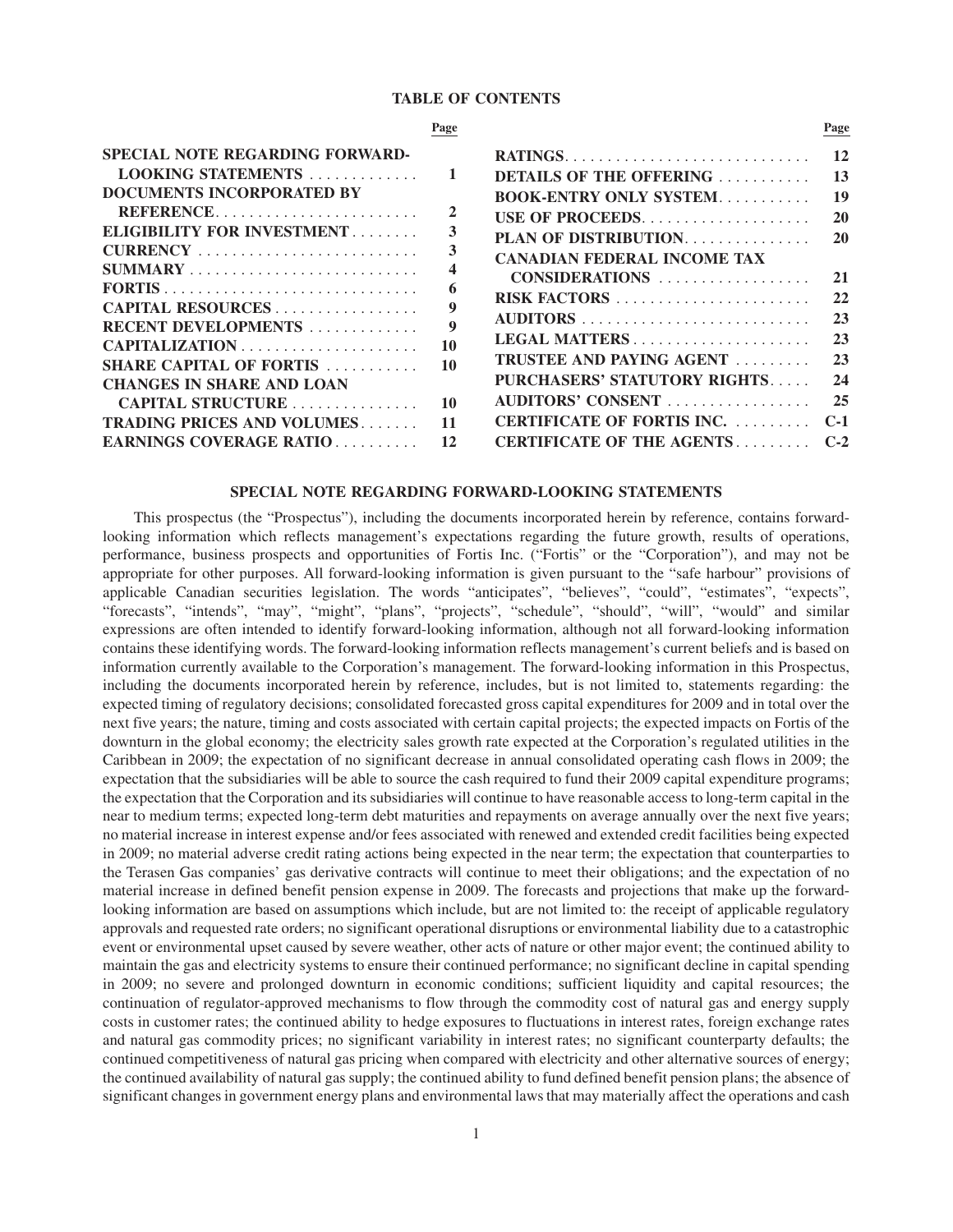## TABLE OF CONTENTS

| | Page | | Page |
|---|---|---|---|
| **SPECIAL NOTE REGARDING FORWARD-LOOKING STATEMENTS** | **1** | **RATINGS** | **12** |
| **DOCUMENTS INCORPORATED BY REFERENCE** | **2** | **DETAILS OF THE OFFERING** | **13** |
| **ELIGIBILITY FOR INVESTMENT** | **3** | **BOOK-ENTRY ONLY SYSTEM** | **19** |
| **CURRENCY** | **3** | **USE OF PROCEEDS** | **20** |
| **SUMMARY** | **4** | **PLAN OF DISTRIBUTION** | **20** |
| **FORTIS** | **6** | **CANADIAN FEDERAL INCOME TAX CONSIDERATIONS** | **21** |
| **CAPITAL RESOURCES** | **9** | **RISK FACTORS** | **22** |
| **RECENT DEVELOPMENTS** | **9** | **AUDITORS** | **23** |
| **CAPITALIZATION** | **10** | **LEGAL MATTERS** | **23** |
| **SHARE CAPITAL OF FORTIS** | **10** | **TRUSTEE AND PAYING AGENT** | **23** |
| **CHANGES IN SHARE AND LOAN CAPITAL STRUCTURE** | **10** | **PURCHASERS' STATUTORY RIGHTS** | **24** |
| **TRADING PRICES AND VOLUMES** | **11** | **AUDITORS' CONSENT** | **25** |
| **EARNINGS COVERAGE RATIO** | **12** | **CERTIFICATE OF FORTIS INC.** | **C-1** |
| | | **CERTIFICATE OF THE AGENTS** | **C-2** |

## SPECIAL NOTE REGARDING FORWARD-LOOKING STATEMENTS

This prospectus (the "Prospectus"), including the documents incorporated herein by reference, contains forward-looking information which reflects management's expectations regarding the future growth, results of operations, performance, business prospects and opportunities of Fortis Inc. ("Fortis" or the "Corporation"), and may not be appropriate for other purposes. All forward-looking information is given pursuant to the "safe harbour" provisions of applicable Canadian securities legislation. The words "anticipates", "believes", "could", "estimates", "expects", "forecasts", "intends", "may", "might", "plans", "projects", "schedule", "should", "will", "would" and similar expressions are often intended to identify forward-looking information, although not all forward-looking information contains these identifying words. The forward-looking information reflects management's current beliefs and is based on information currently available to the Corporation's management. The forward-looking information in this Prospectus, including the documents incorporated herein by reference, includes, but is not limited to, statements regarding: the expected timing of regulatory decisions; consolidated forecasted gross capital expenditures for 2009 and in total over the next five years; the nature, timing and costs associated with certain capital projects; the expected impacts on Fortis of the downturn in the global economy; the electricity sales growth rate expected at the Corporation's regulated utilities in the Caribbean in 2009; the expectation of no significant decrease in annual consolidated operating cash flows in 2009; the expectation that the subsidiaries will be able to source the cash required to fund their 2009 capital expenditure programs; the expectation that the Corporation and its subsidiaries will continue to have reasonable access to long-term capital in the near to medium terms; expected long-term debt maturities and repayments on average annually over the next five years; no material increase in interest expense and/or fees associated with renewed and extended credit facilities being expected in 2009; no material adverse credit rating actions being expected in the near term; the expectation that counterparties to the Terasen Gas companies' gas derivative contracts will continue to meet their obligations; and the expectation of no material increase in defined benefit pension expense in 2009. The forecasts and projections that make up the forward-looking information are based on assumptions which include, but are not limited to: the receipt of applicable regulatory approvals and requested rate orders; no significant operational disruptions or environmental liability due to a catastrophic event or environmental upset caused by severe weather, other acts of nature or other major event; the continued ability to maintain the gas and electricity systems to ensure their continued performance; no significant decline in capital spending in 2009; no severe and prolonged downturn in economic conditions; sufficient liquidity and capital resources; the continuation of regulator-approved mechanisms to flow through the commodity cost of natural gas and energy supply costs in customer rates; the continued ability to hedge exposures to fluctuations in interest rates, foreign exchange rates and natural gas commodity prices; no significant variability in interest rates; no significant counterparty defaults; the continued competitiveness of natural gas pricing when compared with electricity and other alternative sources of energy; the continued availability of natural gas supply; the continued ability to fund defined benefit pension plans; the absence of significant changes in government energy plans and environmental laws that may materially affect the operations and cash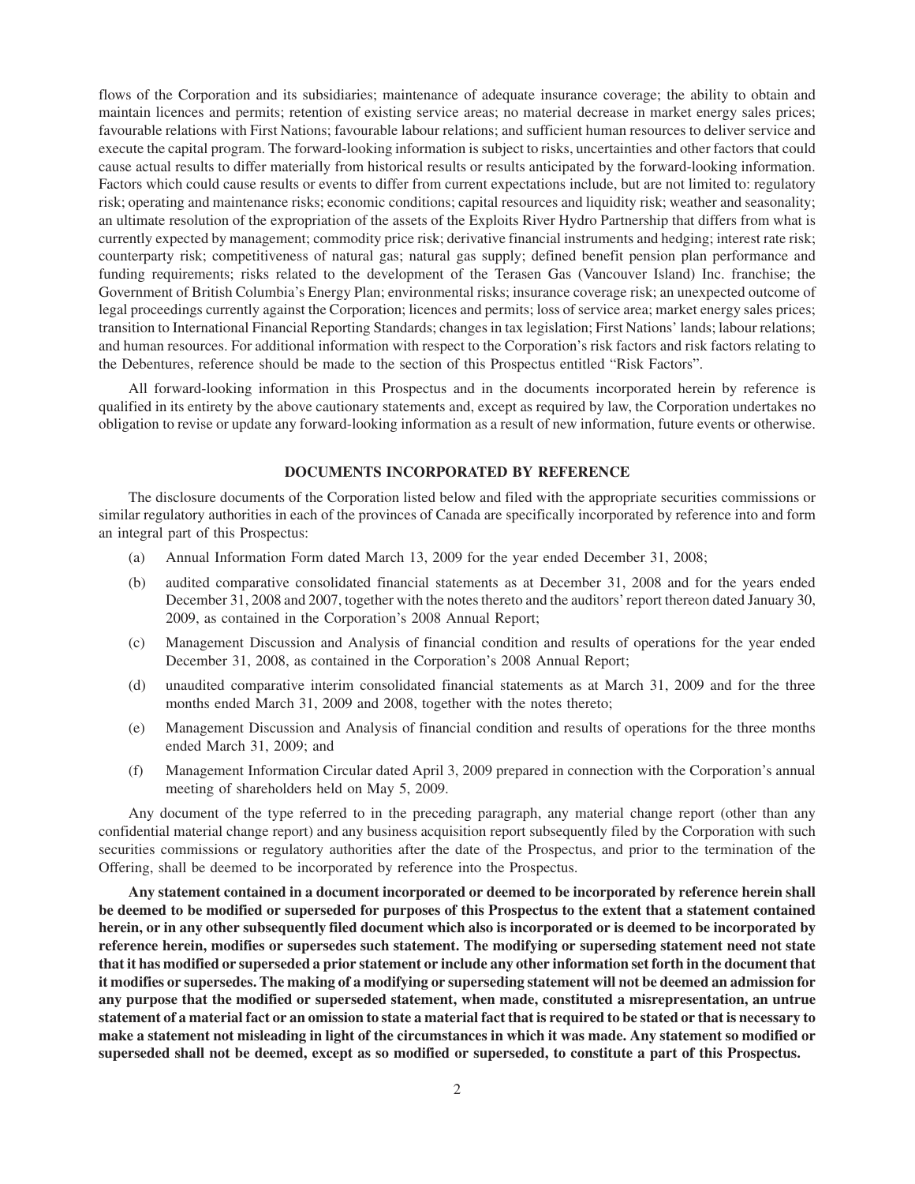flows of the Corporation and its subsidiaries; maintenance of adequate insurance coverage; the ability to obtain and maintain licences and permits; retention of existing service areas; no material decrease in market energy sales prices; favourable relations with First Nations; favourable labour relations; and sufficient human resources to deliver service and execute the capital program. The forward-looking information is subject to risks, uncertainties and other factors that could cause actual results to differ materially from historical results or results anticipated by the forward-looking information. Factors which could cause results or events to differ from current expectations include, but are not limited to: regulatory risk; operating and maintenance risks; economic conditions; capital resources and liquidity risk; weather and seasonality; an ultimate resolution of the expropriation of the assets of the Exploits River Hydro Partnership that differs from what is currently expected by management; commodity price risk; derivative financial instruments and hedging; interest rate risk; counterparty risk; competitiveness of natural gas; natural gas supply; defined benefit pension plan performance and funding requirements; risks related to the development of the Terasen Gas (Vancouver Island) Inc. franchise; the Government of British Columbia's Energy Plan; environmental risks; insurance coverage risk; an unexpected outcome of legal proceedings currently against the Corporation; licences and permits; loss of service area; market energy sales prices; transition to International Financial Reporting Standards; changes in tax legislation; First Nations' lands; labour relations; and human resources. For additional information with respect to the Corporation's risk factors and risk factors relating to the Debentures, reference should be made to the section of this Prospectus entitled "Risk Factors".

All forward-looking information in this Prospectus and in the documents incorporated herein by reference is qualified in its entirety by the above cautionary statements and, except as required by law, the Corporation undertakes no obligation to revise or update any forward-looking information as a result of new information, future events or otherwise.

## DOCUMENTS INCORPORATED BY REFERENCE

The disclosure documents of the Corporation listed below and filed with the appropriate securities commissions or similar regulatory authorities in each of the provinces of Canada are specifically incorporated by reference into and form an integral part of this Prospectus:

(a) Annual Information Form dated March 13, 2009 for the year ended December 31, 2008;

(b) audited comparative consolidated financial statements as at December 31, 2008 and for the years ended December 31, 2008 and 2007, together with the notes thereto and the auditors' report thereon dated January 30, 2009, as contained in the Corporation's 2008 Annual Report;

(c) Management Discussion and Analysis of financial condition and results of operations for the year ended December 31, 2008, as contained in the Corporation's 2008 Annual Report;

(d) unaudited comparative interim consolidated financial statements as at March 31, 2009 and for the three months ended March 31, 2009 and 2008, together with the notes thereto;

(e) Management Discussion and Analysis of financial condition and results of operations for the three months ended March 31, 2009; and

(f) Management Information Circular dated April 3, 2009 prepared in connection with the Corporation's annual meeting of shareholders held on May 5, 2009.

Any document of the type referred to in the preceding paragraph, any material change report (other than any confidential material change report) and any business acquisition report subsequently filed by the Corporation with such securities commissions or regulatory authorities after the date of the Prospectus, and prior to the termination of the Offering, shall be deemed to be incorporated by reference into the Prospectus.

**Any statement contained in a document incorporated or deemed to be incorporated by reference herein shall be deemed to be modified or superseded for purposes of this Prospectus to the extent that a statement contained herein, or in any other subsequently filed document which also is incorporated or is deemed to be incorporated by reference herein, modifies or supersedes such statement. The modifying or superseding statement need not state that it has modified or superseded a prior statement or include any other information set forth in the document that it modifies or supersedes. The making of a modifying or superseding statement will not be deemed an admission for any purpose that the modified or superseded statement, when made, constituted a misrepresentation, an untrue statement of a material fact or an omission to state a material fact that is required to be stated or that is necessary to make a statement not misleading in light of the circumstances in which it was made. Any statement so modified or superseded shall not be deemed, except as so modified or superseded, to constitute a part of this Prospectus.**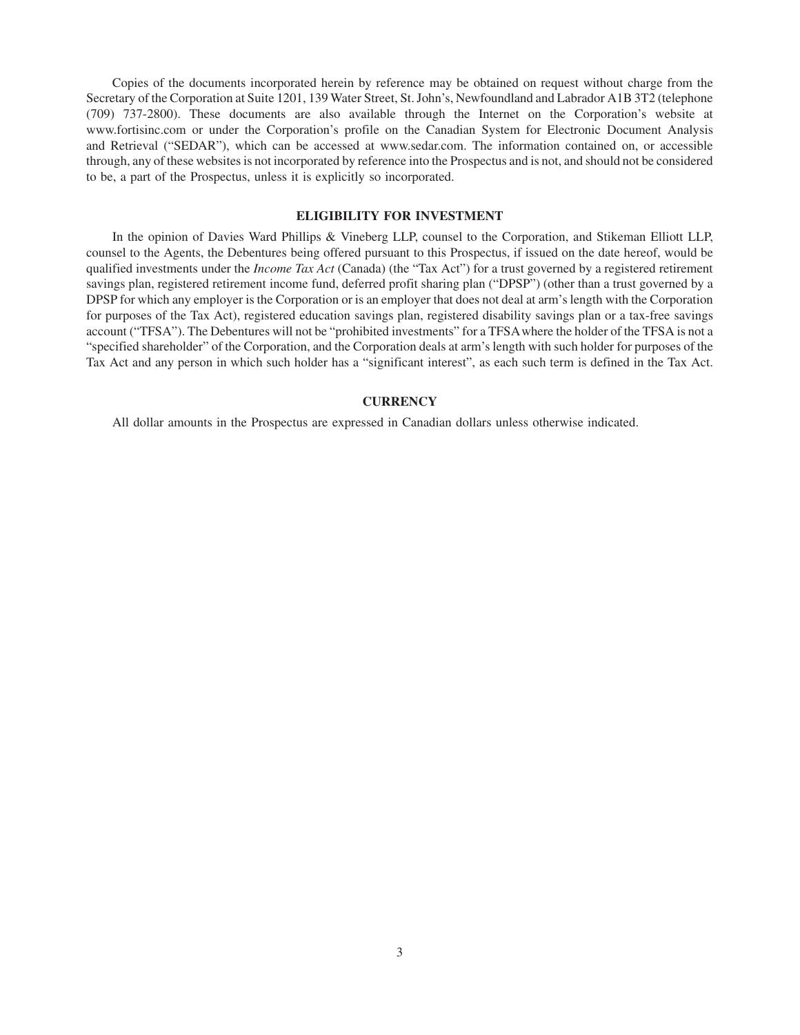Copies of the documents incorporated herein by reference may be obtained on request without charge from the Secretary of the Corporation at Suite 1201, 139 Water Street, St. John's, Newfoundland and Labrador A1B 3T2 (telephone (709) 737-2800). These documents are also available through the Internet on the Corporation's website at www.fortisinc.com or under the Corporation's profile on the Canadian System for Electronic Document Analysis and Retrieval ("SEDAR"), which can be accessed at www.sedar.com. The information contained on, or accessible through, any of these websites is not incorporated by reference into the Prospectus and is not, and should not be considered to be, a part of the Prospectus, unless it is explicitly so incorporated.

## ELIGIBILITY FOR INVESTMENT

In the opinion of Davies Ward Phillips & Vineberg LLP, counsel to the Corporation, and Stikeman Elliott LLP, counsel to the Agents, the Debentures being offered pursuant to this Prospectus, if issued on the date hereof, would be qualified investments under the *Income Tax Act* (Canada) (the "Tax Act") for a trust governed by a registered retirement savings plan, registered retirement income fund, deferred profit sharing plan ("DPSP") (other than a trust governed by a DPSP for which any employer is the Corporation or is an employer that does not deal at arm's length with the Corporation for purposes of the Tax Act), registered education savings plan, registered disability savings plan or a tax-free savings account ("TFSA"). The Debentures will not be "prohibited investments" for a TFSA where the holder of the TFSA is not a "specified shareholder" of the Corporation, and the Corporation deals at arm's length with such holder for purposes of the Tax Act and any person in which such holder has a "significant interest", as each such term is defined in the Tax Act.

## CURRENCY

All dollar amounts in the Prospectus are expressed in Canadian dollars unless otherwise indicated.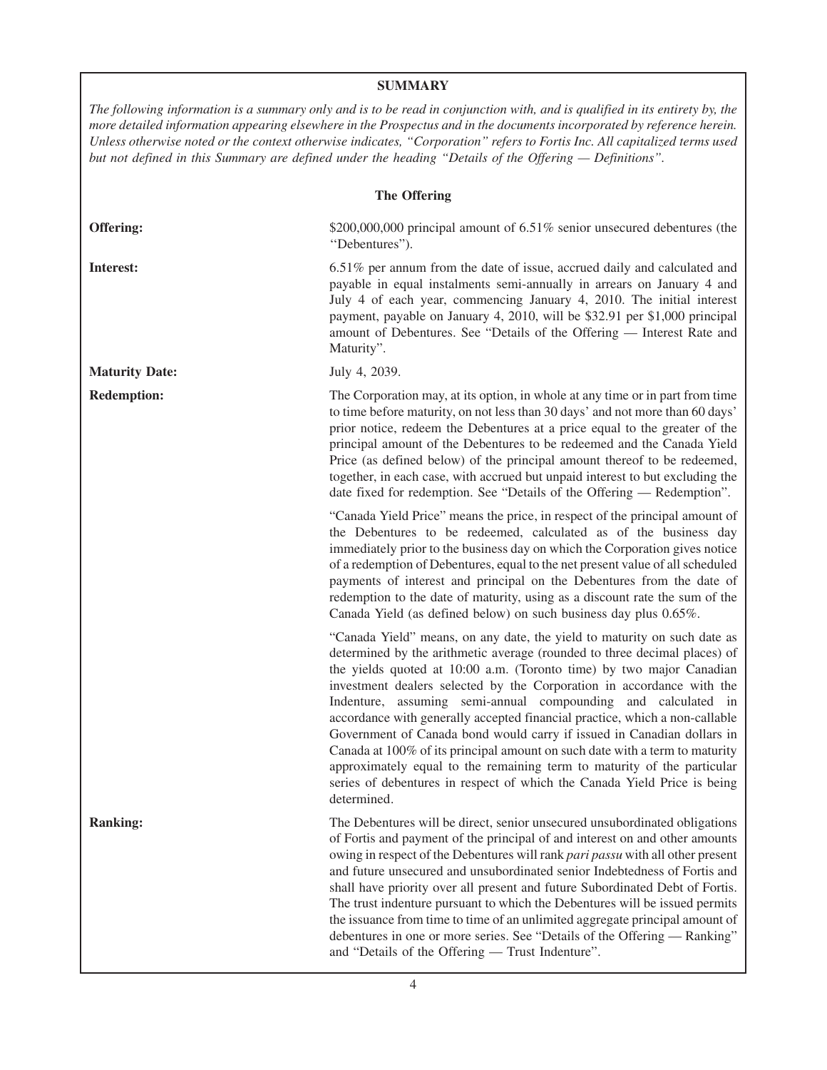## SUMMARY

*The following information is a summary only and is to be read in conjunction with, and is qualified in its entirety by, the more detailed information appearing elsewhere in the Prospectus and in the documents incorporated by reference herein. Unless otherwise noted or the context otherwise indicates, "Corporation" refers to Fortis Inc. All capitalized terms used but not defined in this Summary are defined under the heading "Details of the Offering — Definitions".*

### The Offering

**Offering:** $200,000,000 principal amount of 6.51% senior unsecured debentures (the "Debentures").

**Interest:** 6.51% per annum from the date of issue, accrued daily and calculated and payable in equal instalments semi-annually in arrears on January 4 and July 4 of each year, commencing January 4, 2010. The initial interest payment, payable on January 4, 2010, will be $32.91 per $1,000 principal amount of Debentures. See "Details of the Offering — Interest Rate and Maturity".

**Maturity Date:** July 4, 2039.

**Redemption:** The Corporation may, at its option, in whole at any time or in part from time to time before maturity, on not less than 30 days' and not more than 60 days' prior notice, redeem the Debentures at a price equal to the greater of the principal amount of the Debentures to be redeemed and the Canada Yield Price (as defined below) of the principal amount thereof to be redeemed, together, in each case, with accrued but unpaid interest to but excluding the date fixed for redemption. See "Details of the Offering — Redemption".

"Canada Yield Price" means the price, in respect of the principal amount of the Debentures to be redeemed, calculated as of the business day immediately prior to the business day on which the Corporation gives notice of a redemption of Debentures, equal to the net present value of all scheduled payments of interest and principal on the Debentures from the date of redemption to the date of maturity, using as a discount rate the sum of the Canada Yield (as defined below) on such business day plus 0.65%.

"Canada Yield" means, on any date, the yield to maturity on such date as determined by the arithmetic average (rounded to three decimal places) of the yields quoted at 10:00 a.m. (Toronto time) by two major Canadian investment dealers selected by the Corporation in accordance with the Indenture, assuming semi-annual compounding and calculated in accordance with generally accepted financial practice, which a non-callable Government of Canada bond would carry if issued in Canadian dollars in Canada at 100% of its principal amount on such date with a term to maturity approximately equal to the remaining term to maturity of the particular series of debentures in respect of which the Canada Yield Price is being determined.

**Ranking:** The Debentures will be direct, senior unsecured unsubordinated obligations of Fortis and payment of the principal of and interest on and other amounts owing in respect of the Debentures will rank *pari passu* with all other present and future unsecured and unsubordinated senior Indebtedness of Fortis and shall have priority over all present and future Subordinated Debt of Fortis. The trust indenture pursuant to which the Debentures will be issued permits the issuance from time to time of an unlimited aggregate principal amount of debentures in one or more series. See "Details of the Offering — Ranking" and "Details of the Offering — Trust Indenture".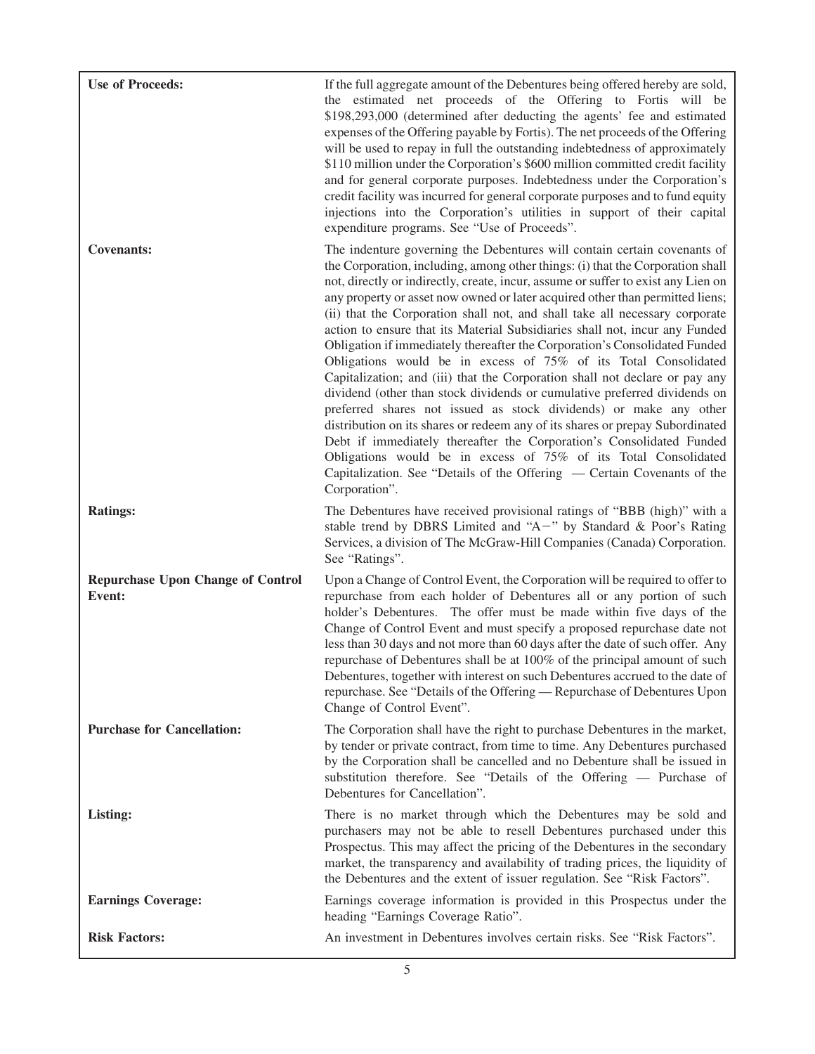| | |
|---|---|
| **Use of Proceeds:** | If the full aggregate amount of the Debentures being offered hereby are sold, the estimated net proceeds of the Offering to Fortis will be $198,293,000 (determined after deducting the agents' fee and estimated expenses of the Offering payable by Fortis). The net proceeds of the Offering will be used to repay in full the outstanding indebtedness of approximately $110 million under the Corporation's $600 million committed credit facility and for general corporate purposes. Indebtedness under the Corporation's credit facility was incurred for general corporate purposes and to fund equity injections into the Corporation's utilities in support of their capital expenditure programs. See "Use of Proceeds". |
| **Covenants:** | The indenture governing the Debentures will contain certain covenants of the Corporation, including, among other things: (i) that the Corporation shall not, directly or indirectly, create, incur, assume or suffer to exist any Lien on any property or asset now owned or later acquired other than permitted liens; (ii) that the Corporation shall not, and shall take all necessary corporate action to ensure that its Material Subsidiaries shall not, incur any Funded Obligation if immediately thereafter the Corporation's Consolidated Funded Obligations would be in excess of 75% of its Total Consolidated Capitalization; and (iii) that the Corporation shall not declare or pay any dividend (other than stock dividends or cumulative preferred dividends on preferred shares not issued as stock dividends) or make any other distribution on its shares or redeem any of its shares or prepay Subordinated Debt if immediately thereafter the Corporation's Consolidated Funded Obligations would be in excess of 75% of its Total Consolidated Capitalization. See "Details of the Offering — Certain Covenants of the Corporation". |
| **Ratings:** | The Debentures have received provisional ratings of "BBB (high)" with a stable trend by DBRS Limited and "A−" by Standard & Poor's Rating Services, a division of The McGraw-Hill Companies (Canada) Corporation. See "Ratings". |
| **Repurchase Upon Change of Control Event:** | Upon a Change of Control Event, the Corporation will be required to offer to repurchase from each holder of Debentures all or any portion of such holder's Debentures. The offer must be made within five days of the Change of Control Event and must specify a proposed repurchase date not less than 30 days and not more than 60 days after the date of such offer. Any repurchase of Debentures shall be at 100% of the principal amount of such Debentures, together with interest on such Debentures accrued to the date of repurchase. See "Details of the Offering — Repurchase of Debentures Upon Change of Control Event". |
| **Purchase for Cancellation:** | The Corporation shall have the right to purchase Debentures in the market, by tender or private contract, from time to time. Any Debentures purchased by the Corporation shall be cancelled and no Debenture shall be issued in substitution therefore. See "Details of the Offering — Purchase of Debentures for Cancellation". |
| **Listing:** | There is no market through which the Debentures may be sold and purchasers may not be able to resell Debentures purchased under this Prospectus. This may affect the pricing of the Debentures in the secondary market, the transparency and availability of trading prices, the liquidity of the Debentures and the extent of issuer regulation. See "Risk Factors". |
| **Earnings Coverage:** | Earnings coverage information is provided in this Prospectus under the heading "Earnings Coverage Ratio". |
| **Risk Factors:** | An investment in Debentures involves certain risks. See "Risk Factors". |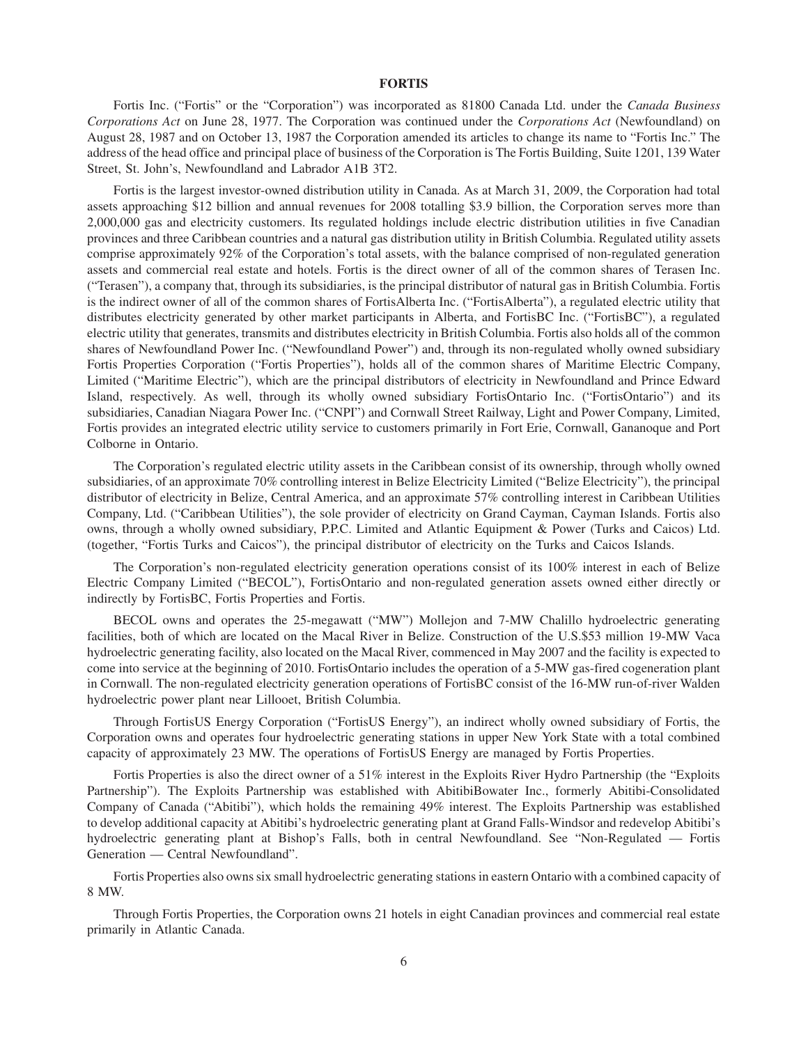## FORTIS

Fortis Inc. ("Fortis" or the "Corporation") was incorporated as 81800 Canada Ltd. under the *Canada Business Corporations Act* on June 28, 1977. The Corporation was continued under the *Corporations Act* (Newfoundland) on August 28, 1987 and on October 13, 1987 the Corporation amended its articles to change its name to "Fortis Inc." The address of the head office and principal place of business of the Corporation is The Fortis Building, Suite 1201, 139 Water Street, St. John's, Newfoundland and Labrador A1B 3T2.

Fortis is the largest investor-owned distribution utility in Canada. As at March 31, 2009, the Corporation had total assets approaching $12 billion and annual revenues for 2008 totalling $3.9 billion, the Corporation serves more than 2,000,000 gas and electricity customers. Its regulated holdings include electric distribution utilities in five Canadian provinces and three Caribbean countries and a natural gas distribution utility in British Columbia. Regulated utility assets comprise approximately 92% of the Corporation's total assets, with the balance comprised of non-regulated generation assets and commercial real estate and hotels. Fortis is the direct owner of all of the common shares of Terasen Inc. ("Terasen"), a company that, through its subsidiaries, is the principal distributor of natural gas in British Columbia. Fortis is the indirect owner of all of the common shares of FortisAlberta Inc. ("FortisAlberta"), a regulated electric utility that distributes electricity generated by other market participants in Alberta, and FortisBC Inc. ("FortisBC"), a regulated electric utility that generates, transmits and distributes electricity in British Columbia. Fortis also holds all of the common shares of Newfoundland Power Inc. ("Newfoundland Power") and, through its non-regulated wholly owned subsidiary Fortis Properties Corporation ("Fortis Properties"), holds all of the common shares of Maritime Electric Company, Limited ("Maritime Electric"), which are the principal distributors of electricity in Newfoundland and Prince Edward Island, respectively. As well, through its wholly owned subsidiary FortisOntario Inc. ("FortisOntario") and its subsidiaries, Canadian Niagara Power Inc. ("CNPI") and Cornwall Street Railway, Light and Power Company, Limited, Fortis provides an integrated electric utility service to customers primarily in Fort Erie, Cornwall, Gananoque and Port Colborne in Ontario.

The Corporation's regulated electric utility assets in the Caribbean consist of its ownership, through wholly owned subsidiaries, of an approximate 70% controlling interest in Belize Electricity Limited ("Belize Electricity"), the principal distributor of electricity in Belize, Central America, and an approximate 57% controlling interest in Caribbean Utilities Company, Ltd. ("Caribbean Utilities"), the sole provider of electricity on Grand Cayman, Cayman Islands. Fortis also owns, through a wholly owned subsidiary, P.P.C. Limited and Atlantic Equipment & Power (Turks and Caicos) Ltd. (together, "Fortis Turks and Caicos"), the principal distributor of electricity on the Turks and Caicos Islands.

The Corporation's non-regulated electricity generation operations consist of its 100% interest in each of Belize Electric Company Limited ("BECOL"), FortisOntario and non-regulated generation assets owned either directly or indirectly by FortisBC, Fortis Properties and Fortis.

BECOL owns and operates the 25-megawatt ("MW") Mollejon and 7-MW Chalillo hydroelectric generating facilities, both of which are located on the Macal River in Belize. Construction of the U.S.$53 million 19-MW Vaca hydroelectric generating facility, also located on the Macal River, commenced in May 2007 and the facility is expected to come into service at the beginning of 2010. FortisOntario includes the operation of a 5-MW gas-fired cogeneration plant in Cornwall. The non-regulated electricity generation operations of FortisBC consist of the 16-MW run-of-river Walden hydroelectric power plant near Lillooet, British Columbia.

Through FortisUS Energy Corporation ("FortisUS Energy"), an indirect wholly owned subsidiary of Fortis, the Corporation owns and operates four hydroelectric generating stations in upper New York State with a total combined capacity of approximately 23 MW. The operations of FortisUS Energy are managed by Fortis Properties.

Fortis Properties is also the direct owner of a 51% interest in the Exploits River Hydro Partnership (the "Exploits Partnership"). The Exploits Partnership was established with AbitibiBowater Inc., formerly Abitibi-Consolidated Company of Canada ("Abitibi"), which holds the remaining 49% interest. The Exploits Partnership was established to develop additional capacity at Abitibi's hydroelectric generating plant at Grand Falls-Windsor and redevelop Abitibi's hydroelectric generating plant at Bishop's Falls, both in central Newfoundland. See "Non-Regulated — Fortis Generation — Central Newfoundland".

Fortis Properties also owns six small hydroelectric generating stations in eastern Ontario with a combined capacity of 8 MW.

Through Fortis Properties, the Corporation owns 21 hotels in eight Canadian provinces and commercial real estate primarily in Atlantic Canada.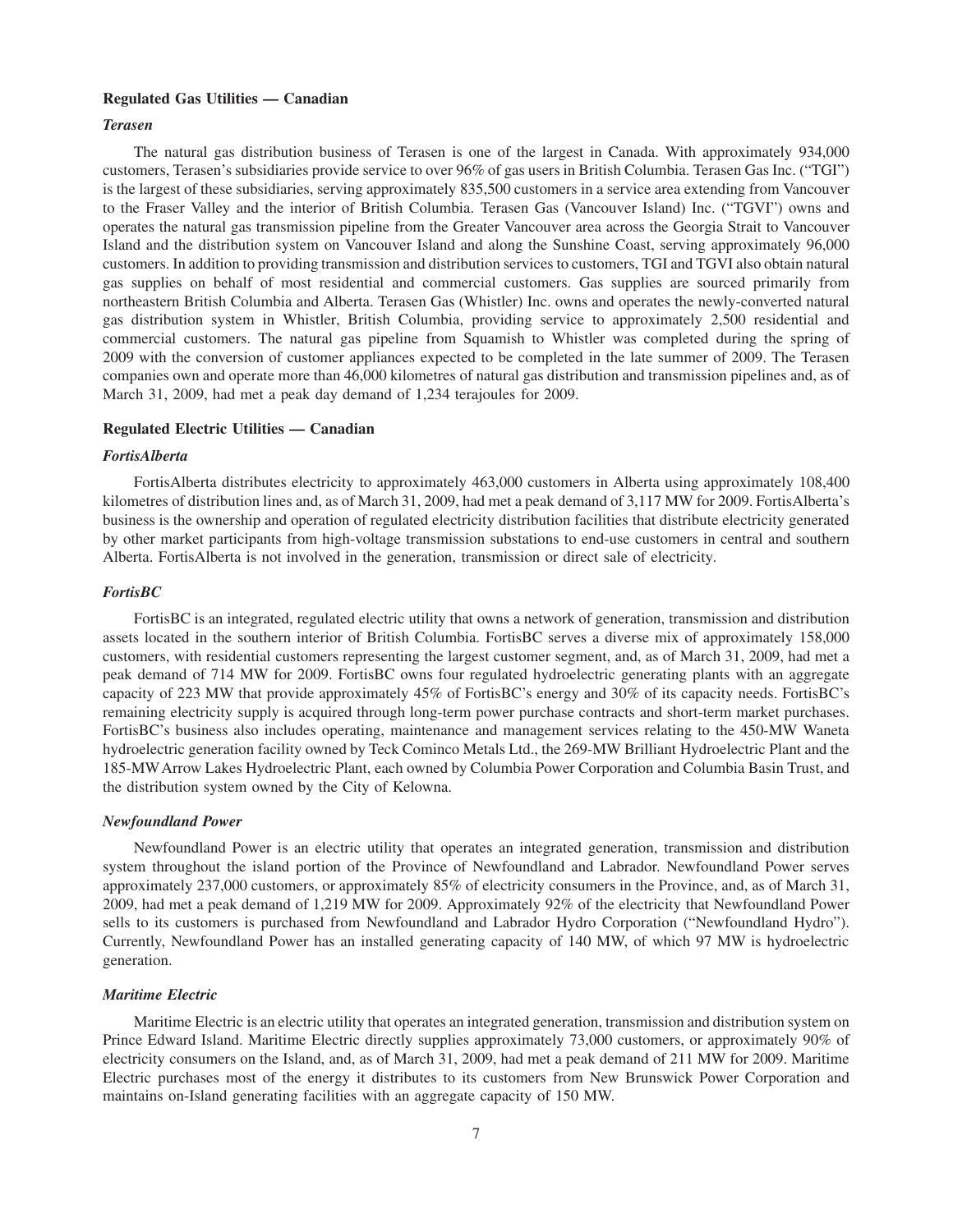**Regulated Gas Utilities — Canadian**

***Terasen***

The natural gas distribution business of Terasen is one of the largest in Canada. With approximately 934,000 customers, Terasen's subsidiaries provide service to over 96% of gas users in British Columbia. Terasen Gas Inc. ("TGI") is the largest of these subsidiaries, serving approximately 835,500 customers in a service area extending from Vancouver to the Fraser Valley and the interior of British Columbia. Terasen Gas (Vancouver Island) Inc. ("TGVI") owns and operates the natural gas transmission pipeline from the Greater Vancouver area across the Georgia Strait to Vancouver Island and the distribution system on Vancouver Island and along the Sunshine Coast, serving approximately 96,000 customers. In addition to providing transmission and distribution services to customers, TGI and TGVI also obtain natural gas supplies on behalf of most residential and commercial customers. Gas supplies are sourced primarily from northeastern British Columbia and Alberta. Terasen Gas (Whistler) Inc. owns and operates the newly-converted natural gas distribution system in Whistler, British Columbia, providing service to approximately 2,500 residential and commercial customers. The natural gas pipeline from Squamish to Whistler was completed during the spring of 2009 with the conversion of customer appliances expected to be completed in the late summer of 2009. The Terasen companies own and operate more than 46,000 kilometres of natural gas distribution and transmission pipelines and, as of March 31, 2009, had met a peak day demand of 1,234 terajoules for 2009.

**Regulated Electric Utilities — Canadian**

***FortisAlberta***

FortisAlberta distributes electricity to approximately 463,000 customers in Alberta using approximately 108,400 kilometres of distribution lines and, as of March 31, 2009, had met a peak demand of 3,117 MW for 2009. FortisAlberta's business is the ownership and operation of regulated electricity distribution facilities that distribute electricity generated by other market participants from high-voltage transmission substations to end-use customers in central and southern Alberta. FortisAlberta is not involved in the generation, transmission or direct sale of electricity.

***FortisBC***

FortisBC is an integrated, regulated electric utility that owns a network of generation, transmission and distribution assets located in the southern interior of British Columbia. FortisBC serves a diverse mix of approximately 158,000 customers, with residential customers representing the largest customer segment, and, as of March 31, 2009, had met a peak demand of 714 MW for 2009. FortisBC owns four regulated hydroelectric generating plants with an aggregate capacity of 223 MW that provide approximately 45% of FortisBC's energy and 30% of its capacity needs. FortisBC's remaining electricity supply is acquired through long-term power purchase contracts and short-term market purchases. FortisBC's business also includes operating, maintenance and management services relating to the 450-MW Waneta hydroelectric generation facility owned by Teck Cominco Metals Ltd., the 269-MW Brilliant Hydroelectric Plant and the 185-MW Arrow Lakes Hydroelectric Plant, each owned by Columbia Power Corporation and Columbia Basin Trust, and the distribution system owned by the City of Kelowna.

***Newfoundland Power***

Newfoundland Power is an electric utility that operates an integrated generation, transmission and distribution system throughout the island portion of the Province of Newfoundland and Labrador. Newfoundland Power serves approximately 237,000 customers, or approximately 85% of electricity consumers in the Province, and, as of March 31, 2009, had met a peak demand of 1,219 MW for 2009. Approximately 92% of the electricity that Newfoundland Power sells to its customers is purchased from Newfoundland and Labrador Hydro Corporation ("Newfoundland Hydro"). Currently, Newfoundland Power has an installed generating capacity of 140 MW, of which 97 MW is hydroelectric generation.

***Maritime Electric***

Maritime Electric is an electric utility that operates an integrated generation, transmission and distribution system on Prince Edward Island. Maritime Electric directly supplies approximately 73,000 customers, or approximately 90% of electricity consumers on the Island, and, as of March 31, 2009, had met a peak demand of 211 MW for 2009. Maritime Electric purchases most of the energy it distributes to its customers from New Brunswick Power Corporation and maintains on-Island generating facilities with an aggregate capacity of 150 MW.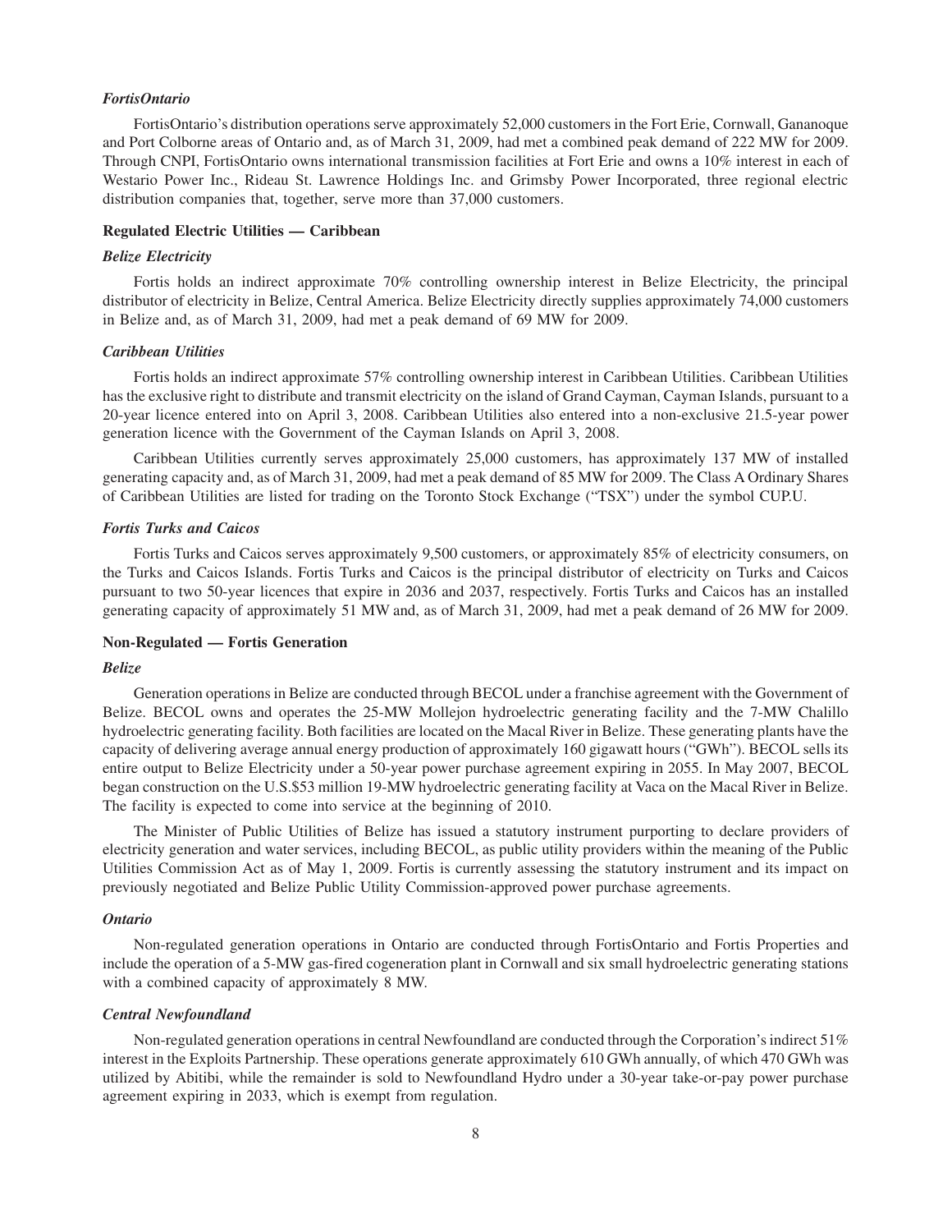### *FortisOntario*

FortisOntario's distribution operations serve approximately 52,000 customers in the Fort Erie, Cornwall, Gananoque and Port Colborne areas of Ontario and, as of March 31, 2009, had met a combined peak demand of 222 MW for 2009. Through CNPI, FortisOntario owns international transmission facilities at Fort Erie and owns a 10% interest in each of Westario Power Inc., Rideau St. Lawrence Holdings Inc. and Grimsby Power Incorporated, three regional electric distribution companies that, together, serve more than 37,000 customers.

## Regulated Electric Utilities — Caribbean

### *Belize Electricity*

Fortis holds an indirect approximate 70% controlling ownership interest in Belize Electricity, the principal distributor of electricity in Belize, Central America. Belize Electricity directly supplies approximately 74,000 customers in Belize and, as of March 31, 2009, had met a peak demand of 69 MW for 2009.

### *Caribbean Utilities*

Fortis holds an indirect approximate 57% controlling ownership interest in Caribbean Utilities. Caribbean Utilities has the exclusive right to distribute and transmit electricity on the island of Grand Cayman, Cayman Islands, pursuant to a 20-year licence entered into on April 3, 2008. Caribbean Utilities also entered into a non-exclusive 21.5-year power generation licence with the Government of the Cayman Islands on April 3, 2008.

Caribbean Utilities currently serves approximately 25,000 customers, has approximately 137 MW of installed generating capacity and, as of March 31, 2009, had met a peak demand of 85 MW for 2009. The Class A Ordinary Shares of Caribbean Utilities are listed for trading on the Toronto Stock Exchange ("TSX") under the symbol CUP.U.

### *Fortis Turks and Caicos*

Fortis Turks and Caicos serves approximately 9,500 customers, or approximately 85% of electricity consumers, on the Turks and Caicos Islands. Fortis Turks and Caicos is the principal distributor of electricity on Turks and Caicos pursuant to two 50-year licences that expire in 2036 and 2037, respectively. Fortis Turks and Caicos has an installed generating capacity of approximately 51 MW and, as of March 31, 2009, had met a peak demand of 26 MW for 2009.

## Non-Regulated — Fortis Generation

### *Belize*

Generation operations in Belize are conducted through BECOL under a franchise agreement with the Government of Belize. BECOL owns and operates the 25-MW Mollejon hydroelectric generating facility and the 7-MW Chalillo hydroelectric generating facility. Both facilities are located on the Macal River in Belize. These generating plants have the capacity of delivering average annual energy production of approximately 160 gigawatt hours ("GWh"). BECOL sells its entire output to Belize Electricity under a 50-year power purchase agreement expiring in 2055. In May 2007, BECOL began construction on the U.S.$53 million 19-MW hydroelectric generating facility at Vaca on the Macal River in Belize. The facility is expected to come into service at the beginning of 2010.

The Minister of Public Utilities of Belize has issued a statutory instrument purporting to declare providers of electricity generation and water services, including BECOL, as public utility providers within the meaning of the Public Utilities Commission Act as of May 1, 2009. Fortis is currently assessing the statutory instrument and its impact on previously negotiated and Belize Public Utility Commission-approved power purchase agreements.

### *Ontario*

Non-regulated generation operations in Ontario are conducted through FortisOntario and Fortis Properties and include the operation of a 5-MW gas-fired cogeneration plant in Cornwall and six small hydroelectric generating stations with a combined capacity of approximately 8 MW.

### *Central Newfoundland*

Non-regulated generation operations in central Newfoundland are conducted through the Corporation's indirect 51% interest in the Exploits Partnership. These operations generate approximately 610 GWh annually, of which 470 GWh was utilized by Abitibi, while the remainder is sold to Newfoundland Hydro under a 30-year take-or-pay power purchase agreement expiring in 2033, which is exempt from regulation.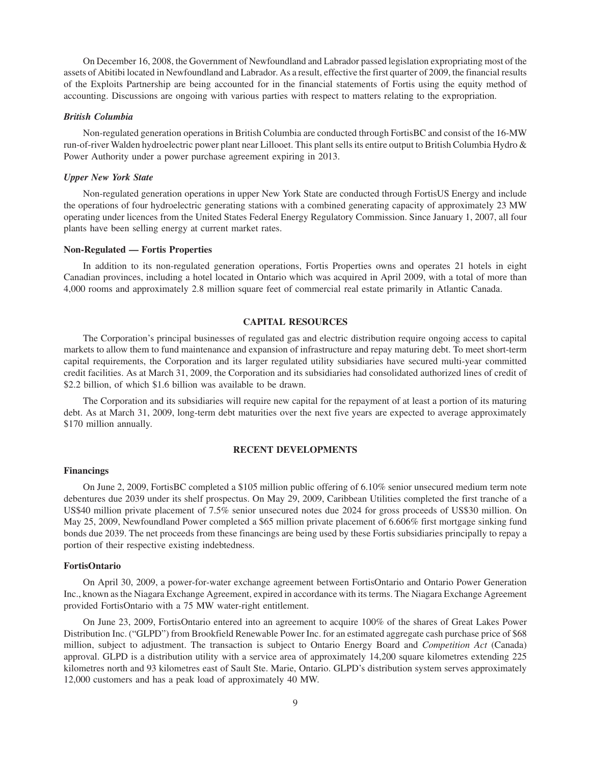On December 16, 2008, the Government of Newfoundland and Labrador passed legislation expropriating most of the assets of Abitibi located in Newfoundland and Labrador. As a result, effective the first quarter of 2009, the financial results of the Exploits Partnership are being accounted for in the financial statements of Fortis using the equity method of accounting. Discussions are ongoing with various parties with respect to matters relating to the expropriation.

### *British Columbia*

Non-regulated generation operations in British Columbia are conducted through FortisBC and consist of the 16-MW run-of-river Walden hydroelectric power plant near Lillooet. This plant sells its entire output to British Columbia Hydro & Power Authority under a power purchase agreement expiring in 2013.

### *Upper New York State*

Non-regulated generation operations in upper New York State are conducted through FortisUS Energy and include the operations of four hydroelectric generating stations with a combined generating capacity of approximately 23 MW operating under licences from the United States Federal Energy Regulatory Commission. Since January 1, 2007, all four plants have been selling energy at current market rates.

### Non-Regulated — Fortis Properties

In addition to its non-regulated generation operations, Fortis Properties owns and operates 21 hotels in eight Canadian provinces, including a hotel located in Ontario which was acquired in April 2009, with a total of more than 4,000 rooms and approximately 2.8 million square feet of commercial real estate primarily in Atlantic Canada.

## CAPITAL RESOURCES

The Corporation's principal businesses of regulated gas and electric distribution require ongoing access to capital markets to allow them to fund maintenance and expansion of infrastructure and repay maturing debt. To meet short-term capital requirements, the Corporation and its larger regulated utility subsidiaries have secured multi-year committed credit facilities. As at March 31, 2009, the Corporation and its subsidiaries had consolidated authorized lines of credit of $2.2 billion, of which $1.6 billion was available to be drawn.

The Corporation and its subsidiaries will require new capital for the repayment of at least a portion of its maturing debt. As at March 31, 2009, long-term debt maturities over the next five years are expected to average approximately $170 million annually.

## RECENT DEVELOPMENTS

### Financings

On June 2, 2009, FortisBC completed a $105 million public offering of 6.10% senior unsecured medium term note debentures due 2039 under its shelf prospectus. On May 29, 2009, Caribbean Utilities completed the first tranche of a US$40 million private placement of 7.5% senior unsecured notes due 2024 for gross proceeds of US$30 million. On May 25, 2009, Newfoundland Power completed a $65 million private placement of 6.606% first mortgage sinking fund bonds due 2039. The net proceeds from these financings are being used by these Fortis subsidiaries principally to repay a portion of their respective existing indebtedness.

### FortisOntario

On April 30, 2009, a power-for-water exchange agreement between FortisOntario and Ontario Power Generation Inc., known as the Niagara Exchange Agreement, expired in accordance with its terms. The Niagara Exchange Agreement provided FortisOntario with a 75 MW water-right entitlement.

On June 23, 2009, FortisOntario entered into an agreement to acquire 100% of the shares of Great Lakes Power Distribution Inc. ("GLPD") from Brookfield Renewable Power Inc. for an estimated aggregate cash purchase price of $68 million, subject to adjustment. The transaction is subject to Ontario Energy Board and *Competition Act* (Canada) approval. GLPD is a distribution utility with a service area of approximately 14,200 square kilometres extending 225 kilometres north and 93 kilometres east of Sault Ste. Marie, Ontario. GLPD's distribution system serves approximately 12,000 customers and has a peak load of approximately 40 MW.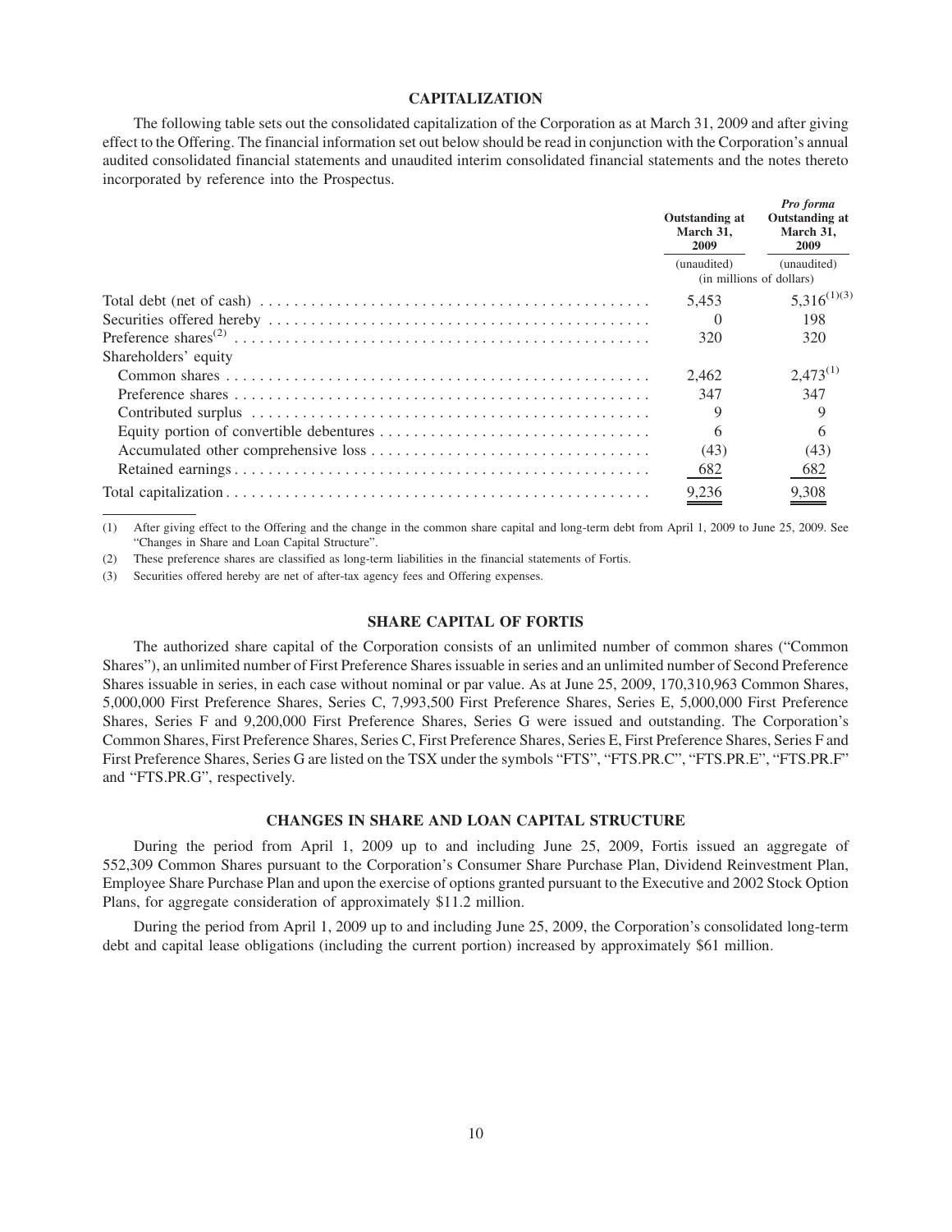## CAPITALIZATION

The following table sets out the consolidated capitalization of the Corporation as at March 31, 2009 and after giving effect to the Offering. The financial information set out below should be read in conjunction with the Corporation's annual audited consolidated financial statements and unaudited interim consolidated financial statements and the notes thereto incorporated by reference into the Prospectus.

| | Outstanding at March 31, 2009 | *Pro forma* Outstanding at March 31, 2009 |
|---|---|---|
| | (unaudited) | (unaudited) |
| | (in millions of dollars) | |
| Total debt (net of cash) | 5,453 | 5,316[(1)(3)] |
| Securities offered hereby | 0 | 198 |
| Preference shares[(2)] | 320 | 320 |
| Shareholders' equity | | |
| Common shares | 2,462 | 2,473[(1)] |
| Preference shares | 347 | 347 |
| Contributed surplus | 9 | 9 |
| Equity portion of convertible debentures | 6 | 6 |
| Accumulated other comprehensive loss | (43) | (43) |
| Retained earnings | 682 | 682 |
| Total capitalization | 9,236 | 9,308 |

(1) After giving effect to the Offering and the change in the common share capital and long-term debt from April 1, 2009 to June 25, 2009. See "Changes in Share and Loan Capital Structure".

(2) These preference shares are classified as long-term liabilities in the financial statements of Fortis.

(3) Securities offered hereby are net of after-tax agency fees and Offering expenses.

## SHARE CAPITAL OF FORTIS

The authorized share capital of the Corporation consists of an unlimited number of common shares ("Common Shares"), an unlimited number of First Preference Shares issuable in series and an unlimited number of Second Preference Shares issuable in series, in each case without nominal or par value. As at June 25, 2009, 170,310,963 Common Shares, 5,000,000 First Preference Shares, Series C, 7,993,500 First Preference Shares, Series E, 5,000,000 First Preference Shares, Series F and 9,200,000 First Preference Shares, Series G were issued and outstanding. The Corporation's Common Shares, First Preference Shares, Series C, First Preference Shares, Series E, First Preference Shares, Series F and First Preference Shares, Series G are listed on the TSX under the symbols "FTS", "FTS.PR.C", "FTS.PR.E", "FTS.PR.F" and "FTS.PR.G", respectively.

## CHANGES IN SHARE AND LOAN CAPITAL STRUCTURE

During the period from April 1, 2009 up to and including June 25, 2009, Fortis issued an aggregate of 552,309 Common Shares pursuant to the Corporation's Consumer Share Purchase Plan, Dividend Reinvestment Plan, Employee Share Purchase Plan and upon the exercise of options granted pursuant to the Executive and 2002 Stock Option Plans, for aggregate consideration of approximately $11.2 million.

During the period from April 1, 2009 up to and including June 25, 2009, the Corporation's consolidated long-term debt and capital lease obligations (including the current portion) increased by approximately $61 million.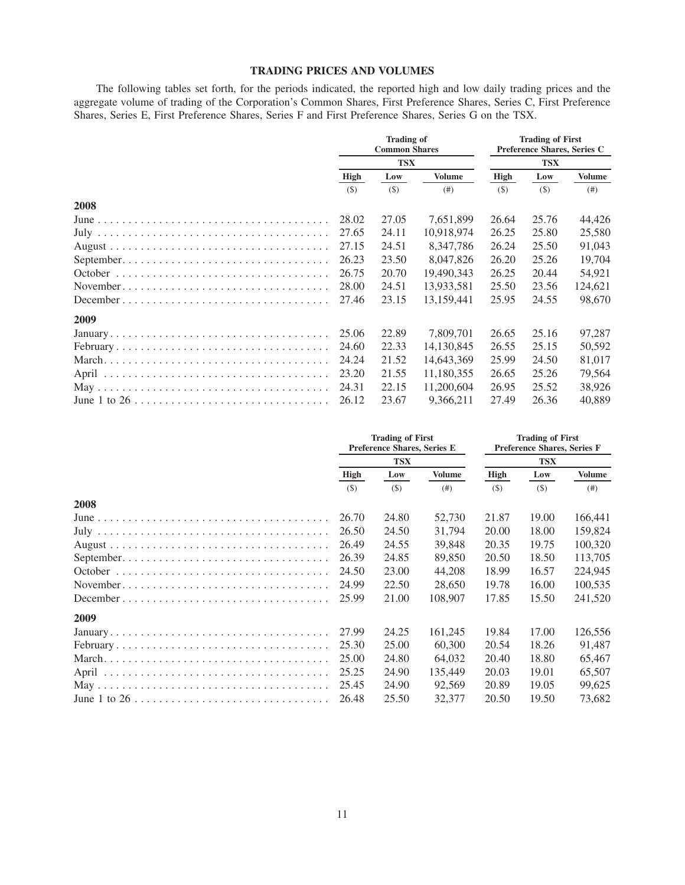## TRADING PRICES AND VOLUMES

The following tables set forth, for the periods indicated, the reported high and low daily trading prices and the aggregate volume of trading of the Corporation's Common Shares, First Preference Shares, Series C, First Preference Shares, Series E, First Preference Shares, Series F and First Preference Shares, Series G on the TSX.

| | Trading of Common Shares | | | Trading of First Preference Shares, Series C | | |
|---|---|---|---|---|---|---|
| | TSX | | | TSX | | |
| | High | Low | Volume | High | Low | Volume |
| | ($) | ($) | (#) | ($) | ($) | (#) |
| **2008** | | | | | | |
| June | 28.02 | 27.05 | 7,651,899 | 26.64 | 25.76 | 44,426 |
| July | 27.65 | 24.11 | 10,918,974 | 26.25 | 25.80 | 25,580 |
| August | 27.15 | 24.51 | 8,347,786 | 26.24 | 25.50 | 91,043 |
| September | 26.23 | 23.50 | 8,047,826 | 26.20 | 25.26 | 19,704 |
| October | 26.75 | 20.70 | 19,490,343 | 26.25 | 20.44 | 54,921 |
| November | 28.00 | 24.51 | 13,933,581 | 25.50 | 23.56 | 124,621 |
| December | 27.46 | 23.15 | 13,159,441 | 25.95 | 24.55 | 98,670 |
| **2009** | | | | | | |
| January | 25.06 | 22.89 | 7,809,701 | 26.65 | 25.16 | 97,287 |
| February | 24.60 | 22.33 | 14,130,845 | 26.55 | 25.15 | 50,592 |
| March | 24.24 | 21.52 | 14,643,369 | 25.99 | 24.50 | 81,017 |
| April | 23.20 | 21.55 | 11,180,355 | 26.65 | 25.26 | 79,564 |
| May | 24.31 | 22.15 | 11,200,604 | 26.95 | 25.52 | 38,926 |
| June 1 to 26 | 26.12 | 23.67 | 9,366,211 | 27.49 | 26.36 | 40,889 |

| | Trading of First Preference Shares, Series E | | | Trading of First Preference Shares, Series F | | |
|---|---|---|---|---|---|---|
| | TSX | | | TSX | | |
| | High | Low | Volume | High | Low | Volume |
| | ($) | ($) | (#) | ($) | ($) | (#) |
| **2008** | | | | | | |
| June | 26.70 | 24.80 | 52,730 | 21.87 | 19.00 | 166,441 |
| July | 26.50 | 24.50 | 31,794 | 20.00 | 18.00 | 159,824 |
| August | 26.49 | 24.55 | 39,848 | 20.35 | 19.75 | 100,320 |
| September | 26.39 | 24.85 | 89,850 | 20.50 | 18.50 | 113,705 |
| October | 24.50 | 23.00 | 44,208 | 18.99 | 16.57 | 224,945 |
| November | 24.99 | 22.50 | 28,650 | 19.78 | 16.00 | 100,535 |
| December | 25.99 | 21.00 | 108,907 | 17.85 | 15.50 | 241,520 |
| **2009** | | | | | | |
| January | 27.99 | 24.25 | 161,245 | 19.84 | 17.00 | 126,556 |
| February | 25.30 | 25.00 | 60,300 | 20.54 | 18.26 | 91,487 |
| March | 25.00 | 24.80 | 64,032 | 20.40 | 18.80 | 65,467 |
| April | 25.25 | 24.90 | 135,449 | 20.03 | 19.01 | 65,507 |
| May | 25.45 | 24.90 | 92,569 | 20.89 | 19.05 | 99,625 |
| June 1 to 26 | 26.48 | 25.50 | 32,377 | 20.50 | 19.50 | 73,682 |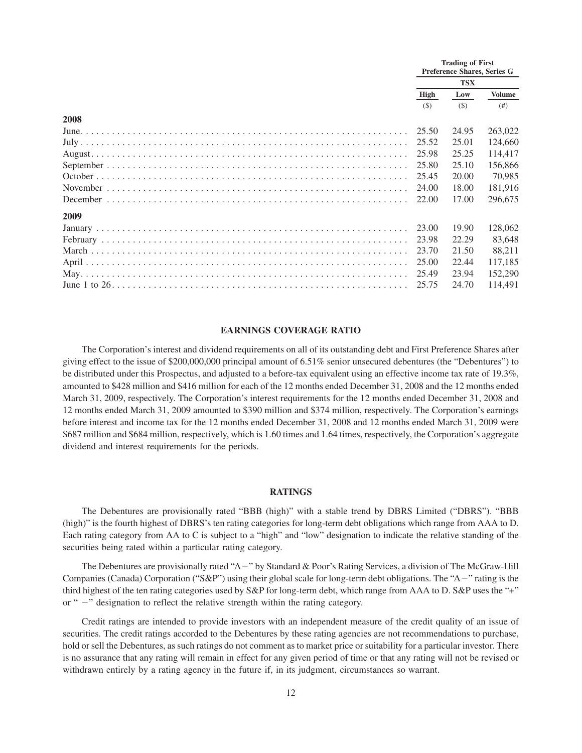| | Trading of First Preference Shares, Series G | | |
|---|---|---|---|
| | TSX | | |
| | High | Low | Volume |
| | ($) | ($) | (#) |
| **2008** | | | |
| June | 25.50 | 24.95 | 263,022 |
| July | 25.52 | 25.01 | 124,660 |
| August | 25.98 | 25.25 | 114,417 |
| September | 25.80 | 25.10 | 156,866 |
| October | 25.45 | 20.00 | 70,985 |
| November | 24.00 | 18.00 | 181,916 |
| December | 22.00 | 17.00 | 296,675 |
| **2009** | | | |
| January | 23.00 | 19.90 | 128,062 |
| February | 23.98 | 22.29 | 83,648 |
| March | 23.70 | 21.50 | 88,211 |
| April | 25.00 | 22.44 | 117,185 |
| May | 25.49 | 23.94 | 152,290 |
| June 1 to 26 | 25.75 | 24.70 | 114,491 |

## EARNINGS COVERAGE RATIO

The Corporation's interest and dividend requirements on all of its outstanding debt and First Preference Shares after giving effect to the issue of $200,000,000 principal amount of 6.51% senior unsecured debentures (the "Debentures") to be distributed under this Prospectus, and adjusted to a before-tax equivalent using an effective income tax rate of 19.3%, amounted to $428 million and $416 million for each of the 12 months ended December 31, 2008 and the 12 months ended March 31, 2009, respectively. The Corporation's interest requirements for the 12 months ended December 31, 2008 and 12 months ended March 31, 2009 amounted to $390 million and $374 million, respectively. The Corporation's earnings before interest and income tax for the 12 months ended December 31, 2008 and 12 months ended March 31, 2009 were $687 million and $684 million, respectively, which is 1.60 times and 1.64 times, respectively, the Corporation's aggregate dividend and interest requirements for the periods.

## RATINGS

The Debentures are provisionally rated "BBB (high)" with a stable trend by DBRS Limited ("DBRS"). "BBB (high)" is the fourth highest of DBRS's ten rating categories for long-term debt obligations which range from AAA to D. Each rating category from AA to C is subject to a "high" and "low" designation to indicate the relative standing of the securities being rated within a particular rating category.

The Debentures are provisionally rated "A−" by Standard & Poor's Rating Services, a division of The McGraw-Hill Companies (Canada) Corporation ("S&P") using their global scale for long-term debt obligations. The "A−" rating is the third highest of the ten rating categories used by S&P for long-term debt, which range from AAA to D. S&P uses the "+" or " −" designation to reflect the relative strength within the rating category.

Credit ratings are intended to provide investors with an independent measure of the credit quality of an issue of securities. The credit ratings accorded to the Debentures by these rating agencies are not recommendations to purchase, hold or sell the Debentures, as such ratings do not comment as to market price or suitability for a particular investor. There is no assurance that any rating will remain in effect for any given period of time or that any rating will not be revised or withdrawn entirely by a rating agency in the future if, in its judgment, circumstances so warrant.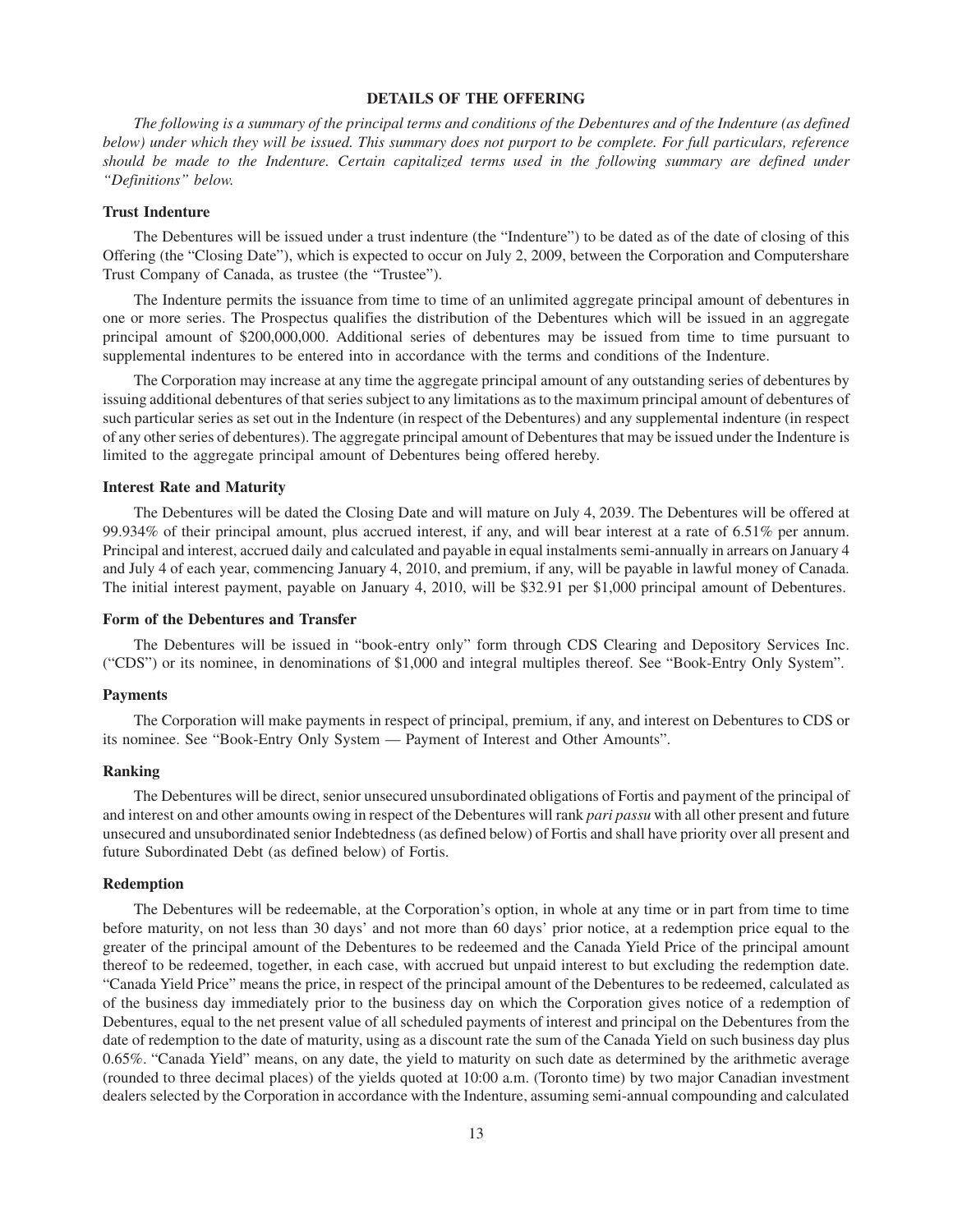## DETAILS OF THE OFFERING

*The following is a summary of the principal terms and conditions of the Debentures and of the Indenture (as defined below) under which they will be issued. This summary does not purport to be complete. For full particulars, reference should be made to the Indenture. Certain capitalized terms used in the following summary are defined under "Definitions" below.*

### Trust Indenture

The Debentures will be issued under a trust indenture (the "Indenture") to be dated as of the date of closing of this Offering (the "Closing Date"), which is expected to occur on July 2, 2009, between the Corporation and Computershare Trust Company of Canada, as trustee (the "Trustee").

The Indenture permits the issuance from time to time of an unlimited aggregate principal amount of debentures in one or more series. The Prospectus qualifies the distribution of the Debentures which will be issued in an aggregate principal amount of $200,000,000. Additional series of debentures may be issued from time to time pursuant to supplemental indentures to be entered into in accordance with the terms and conditions of the Indenture.

The Corporation may increase at any time the aggregate principal amount of any outstanding series of debentures by issuing additional debentures of that series subject to any limitations as to the maximum principal amount of debentures of such particular series as set out in the Indenture (in respect of the Debentures) and any supplemental indenture (in respect of any other series of debentures). The aggregate principal amount of Debentures that may be issued under the Indenture is limited to the aggregate principal amount of Debentures being offered hereby.

### Interest Rate and Maturity

The Debentures will be dated the Closing Date and will mature on July 4, 2039. The Debentures will be offered at 99.934% of their principal amount, plus accrued interest, if any, and will bear interest at a rate of 6.51% per annum. Principal and interest, accrued daily and calculated and payable in equal instalments semi-annually in arrears on January 4 and July 4 of each year, commencing January 4, 2010, and premium, if any, will be payable in lawful money of Canada. The initial interest payment, payable on January 4, 2010, will be $32.91 per $1,000 principal amount of Debentures.

### Form of the Debentures and Transfer

The Debentures will be issued in "book-entry only" form through CDS Clearing and Depository Services Inc. ("CDS") or its nominee, in denominations of $1,000 and integral multiples thereof. See "Book-Entry Only System".

### Payments

The Corporation will make payments in respect of principal, premium, if any, and interest on Debentures to CDS or its nominee. See "Book-Entry Only System — Payment of Interest and Other Amounts".

### Ranking

The Debentures will be direct, senior unsecured unsubordinated obligations of Fortis and payment of the principal of and interest on and other amounts owing in respect of the Debentures will rank *pari passu* with all other present and future unsecured and unsubordinated senior Indebtedness (as defined below) of Fortis and shall have priority over all present and future Subordinated Debt (as defined below) of Fortis.

### Redemption

The Debentures will be redeemable, at the Corporation's option, in whole at any time or in part from time to time before maturity, on not less than 30 days' and not more than 60 days' prior notice, at a redemption price equal to the greater of the principal amount of the Debentures to be redeemed and the Canada Yield Price of the principal amount thereof to be redeemed, together, in each case, with accrued but unpaid interest to but excluding the redemption date. "Canada Yield Price" means the price, in respect of the principal amount of the Debentures to be redeemed, calculated as of the business day immediately prior to the business day on which the Corporation gives notice of a redemption of Debentures, equal to the net present value of all scheduled payments of interest and principal on the Debentures from the date of redemption to the date of maturity, using as a discount rate the sum of the Canada Yield on such business day plus 0.65%. "Canada Yield" means, on any date, the yield to maturity on such date as determined by the arithmetic average (rounded to three decimal places) of the yields quoted at 10:00 a.m. (Toronto time) by two major Canadian investment dealers selected by the Corporation in accordance with the Indenture, assuming semi-annual compounding and calculated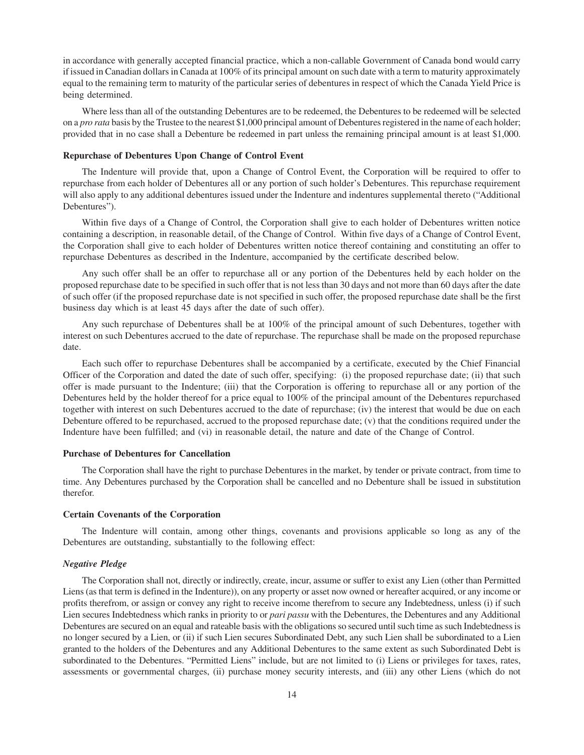in accordance with generally accepted financial practice, which a non-callable Government of Canada bond would carry if issued in Canadian dollars in Canada at 100% of its principal amount on such date with a term to maturity approximately equal to the remaining term to maturity of the particular series of debentures in respect of which the Canada Yield Price is being determined.

Where less than all of the outstanding Debentures are to be redeemed, the Debentures to be redeemed will be selected on a *pro rata* basis by the Trustee to the nearest $1,000 principal amount of Debentures registered in the name of each holder; provided that in no case shall a Debenture be redeemed in part unless the remaining principal amount is at least $1,000.

**Repurchase of Debentures Upon Change of Control Event**

The Indenture will provide that, upon a Change of Control Event, the Corporation will be required to offer to repurchase from each holder of Debentures all or any portion of such holder's Debentures. This repurchase requirement will also apply to any additional debentures issued under the Indenture and indentures supplemental thereto ("Additional Debentures").

Within five days of a Change of Control, the Corporation shall give to each holder of Debentures written notice containing a description, in reasonable detail, of the Change of Control. Within five days of a Change of Control Event, the Corporation shall give to each holder of Debentures written notice thereof containing and constituting an offer to repurchase Debentures as described in the Indenture, accompanied by the certificate described below.

Any such offer shall be an offer to repurchase all or any portion of the Debentures held by each holder on the proposed repurchase date to be specified in such offer that is not less than 30 days and not more than 60 days after the date of such offer (if the proposed repurchase date is not specified in such offer, the proposed repurchase date shall be the first business day which is at least 45 days after the date of such offer).

Any such repurchase of Debentures shall be at 100% of the principal amount of such Debentures, together with interest on such Debentures accrued to the date of repurchase. The repurchase shall be made on the proposed repurchase date.

Each such offer to repurchase Debentures shall be accompanied by a certificate, executed by the Chief Financial Officer of the Corporation and dated the date of such offer, specifying: (i) the proposed repurchase date; (ii) that such offer is made pursuant to the Indenture; (iii) that the Corporation is offering to repurchase all or any portion of the Debentures held by the holder thereof for a price equal to 100% of the principal amount of the Debentures repurchased together with interest on such Debentures accrued to the date of repurchase; (iv) the interest that would be due on each Debenture offered to be repurchased, accrued to the proposed repurchase date; (v) that the conditions required under the Indenture have been fulfilled; and (vi) in reasonable detail, the nature and date of the Change of Control.

**Purchase of Debentures for Cancellation**

The Corporation shall have the right to purchase Debentures in the market, by tender or private contract, from time to time. Any Debentures purchased by the Corporation shall be cancelled and no Debenture shall be issued in substitution therefor.

**Certain Covenants of the Corporation**

The Indenture will contain, among other things, covenants and provisions applicable so long as any of the Debentures are outstanding, substantially to the following effect:

***Negative Pledge***

The Corporation shall not, directly or indirectly, create, incur, assume or suffer to exist any Lien (other than Permitted Liens (as that term is defined in the Indenture)), on any property or asset now owned or hereafter acquired, or any income or profits therefrom, or assign or convey any right to receive income therefrom to secure any Indebtedness, unless (i) if such Lien secures Indebtedness which ranks in priority to or *pari passu* with the Debentures, the Debentures and any Additional Debentures are secured on an equal and rateable basis with the obligations so secured until such time as such Indebtedness is no longer secured by a Lien, or (ii) if such Lien secures Subordinated Debt, any such Lien shall be subordinated to a Lien granted to the holders of the Debentures and any Additional Debentures to the same extent as such Subordinated Debt is subordinated to the Debentures. "Permitted Liens" include, but are not limited to (i) Liens or privileges for taxes, rates, assessments or governmental charges, (ii) purchase money security interests, and (iii) any other Liens (which do not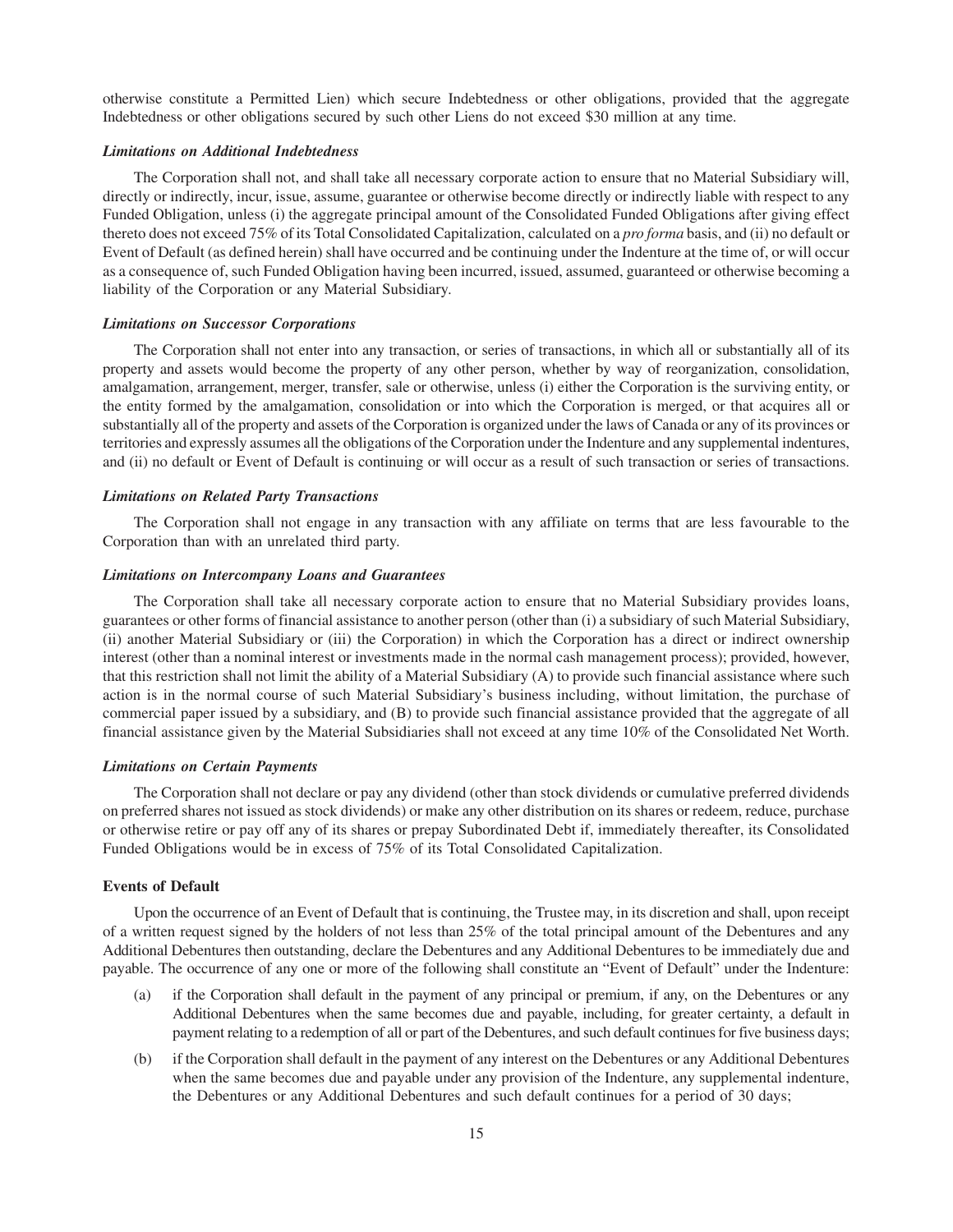otherwise constitute a Permitted Lien) which secure Indebtedness or other obligations, provided that the aggregate Indebtedness or other obligations secured by such other Liens do not exceed \$30 million at any time.

#### *Limitations on Additional Indebtedness*

The Corporation shall not, and shall take all necessary corporate action to ensure that no Material Subsidiary will, directly or indirectly, incur, issue, assume, guarantee or otherwise become directly or indirectly liable with respect to any Funded Obligation, unless (i) the aggregate principal amount of the Consolidated Funded Obligations after giving effect thereto does not exceed 75% of its Total Consolidated Capitalization, calculated on a *pro forma* basis, and (ii) no default or Event of Default (as defined herein) shall have occurred and be continuing under the Indenture at the time of, or will occur as a consequence of, such Funded Obligation having been incurred, issued, assumed, guaranteed or otherwise becoming a liability of the Corporation or any Material Subsidiary.

#### *Limitations on Successor Corporations*

The Corporation shall not enter into any transaction, or series of transactions, in which all or substantially all of its property and assets would become the property of any other person, whether by way of reorganization, consolidation, amalgamation, arrangement, merger, transfer, sale or otherwise, unless (i) either the Corporation is the surviving entity, or the entity formed by the amalgamation, consolidation or into which the Corporation is merged, or that acquires all or substantially all of the property and assets of the Corporation is organized under the laws of Canada or any of its provinces or territories and expressly assumes all the obligations of the Corporation under the Indenture and any supplemental indentures, and (ii) no default or Event of Default is continuing or will occur as a result of such transaction or series of transactions.

#### *Limitations on Related Party Transactions*

The Corporation shall not engage in any transaction with any affiliate on terms that are less favourable to the Corporation than with an unrelated third party.

#### *Limitations on Intercompany Loans and Guarantees*

The Corporation shall take all necessary corporate action to ensure that no Material Subsidiary provides loans, guarantees or other forms of financial assistance to another person (other than (i) a subsidiary of such Material Subsidiary, (ii) another Material Subsidiary or (iii) the Corporation) in which the Corporation has a direct or indirect ownership interest (other than a nominal interest or investments made in the normal cash management process); provided, however, that this restriction shall not limit the ability of a Material Subsidiary (A) to provide such financial assistance where such action is in the normal course of such Material Subsidiary's business including, without limitation, the purchase of commercial paper issued by a subsidiary, and (B) to provide such financial assistance provided that the aggregate of all financial assistance given by the Material Subsidiaries shall not exceed at any time 10% of the Consolidated Net Worth.

#### *Limitations on Certain Payments*

The Corporation shall not declare or pay any dividend (other than stock dividends or cumulative preferred dividends on preferred shares not issued as stock dividends) or make any other distribution on its shares or redeem, reduce, purchase or otherwise retire or pay off any of its shares or prepay Subordinated Debt if, immediately thereafter, its Consolidated Funded Obligations would be in excess of 75% of its Total Consolidated Capitalization.

### Events of Default

Upon the occurrence of an Event of Default that is continuing, the Trustee may, in its discretion and shall, upon receipt of a written request signed by the holders of not less than 25% of the total principal amount of the Debentures and any Additional Debentures then outstanding, declare the Debentures and any Additional Debentures to be immediately due and payable. The occurrence of any one or more of the following shall constitute an "Event of Default" under the Indenture:

(a) if the Corporation shall default in the payment of any principal or premium, if any, on the Debentures or any Additional Debentures when the same becomes due and payable, including, for greater certainty, a default in payment relating to a redemption of all or part of the Debentures, and such default continues for five business days;

(b) if the Corporation shall default in the payment of any interest on the Debentures or any Additional Debentures when the same becomes due and payable under any provision of the Indenture, any supplemental indenture, the Debentures or any Additional Debentures and such default continues for a period of 30 days;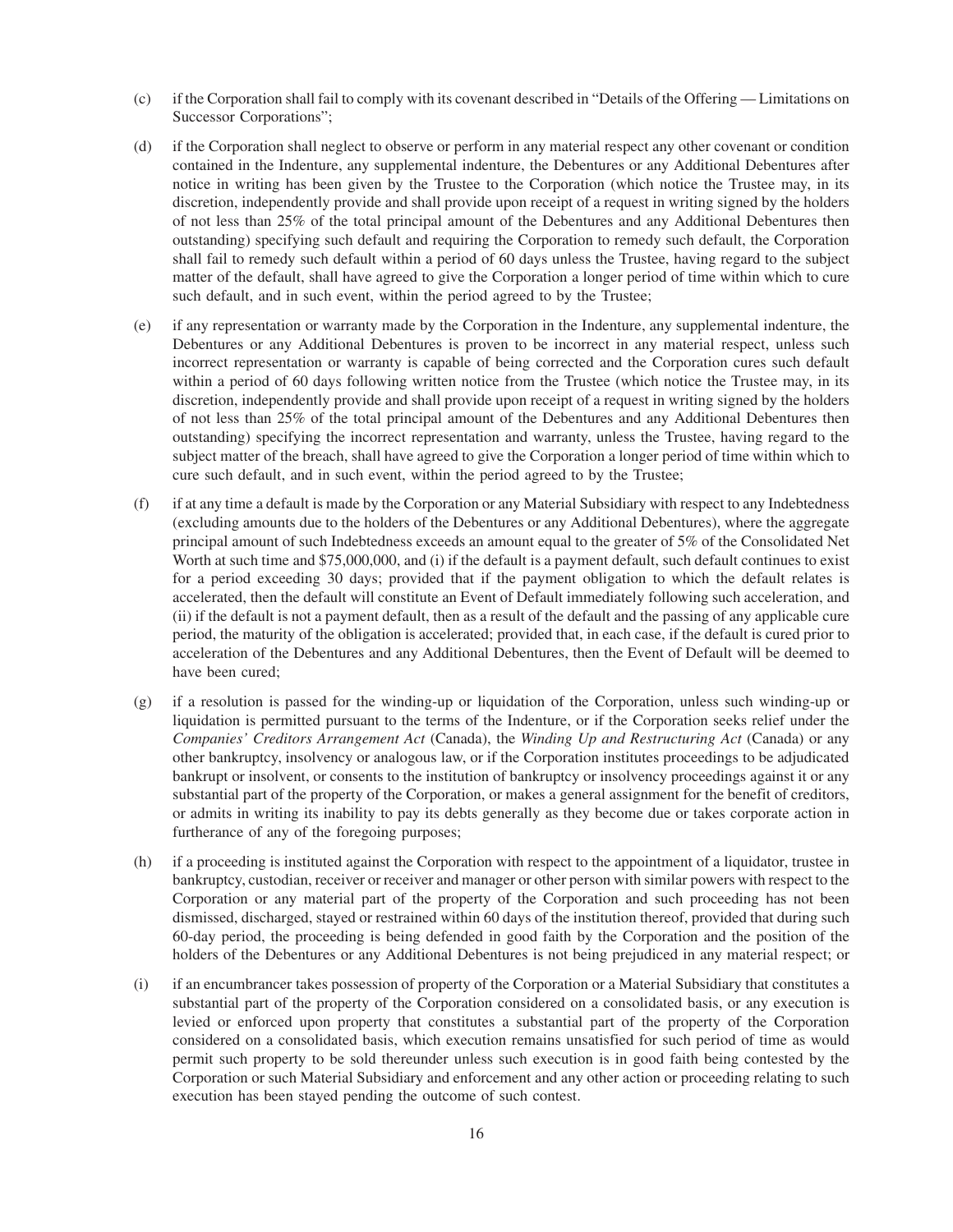(c) if the Corporation shall fail to comply with its covenant described in "Details of the Offering — Limitations on Successor Corporations";

(d) if the Corporation shall neglect to observe or perform in any material respect any other covenant or condition contained in the Indenture, any supplemental indenture, the Debentures or any Additional Debentures after notice in writing has been given by the Trustee to the Corporation (which notice the Trustee may, in its discretion, independently provide and shall provide upon receipt of a request in writing signed by the holders of not less than 25% of the total principal amount of the Debentures and any Additional Debentures then outstanding) specifying such default and requiring the Corporation to remedy such default, the Corporation shall fail to remedy such default within a period of 60 days unless the Trustee, having regard to the subject matter of the default, shall have agreed to give the Corporation a longer period of time within which to cure such default, and in such event, within the period agreed to by the Trustee;

(e) if any representation or warranty made by the Corporation in the Indenture, any supplemental indenture, the Debentures or any Additional Debentures is proven to be incorrect in any material respect, unless such incorrect representation or warranty is capable of being corrected and the Corporation cures such default within a period of 60 days following written notice from the Trustee (which notice the Trustee may, in its discretion, independently provide and shall provide upon receipt of a request in writing signed by the holders of not less than 25% of the total principal amount of the Debentures and any Additional Debentures then outstanding) specifying the incorrect representation and warranty, unless the Trustee, having regard to the subject matter of the breach, shall have agreed to give the Corporation a longer period of time within which to cure such default, and in such event, within the period agreed to by the Trustee;

(f) if at any time a default is made by the Corporation or any Material Subsidiary with respect to any Indebtedness (excluding amounts due to the holders of the Debentures or any Additional Debentures), where the aggregate principal amount of such Indebtedness exceeds an amount equal to the greater of 5% of the Consolidated Net Worth at such time and $75,000,000, and (i) if the default is a payment default, such default continues to exist for a period exceeding 30 days; provided that if the payment obligation to which the default relates is accelerated, then the default will constitute an Event of Default immediately following such acceleration, and (ii) if the default is not a payment default, then as a result of the default and the passing of any applicable cure period, the maturity of the obligation is accelerated; provided that, in each case, if the default is cured prior to acceleration of the Debentures and any Additional Debentures, then the Event of Default will be deemed to have been cured;

(g) if a resolution is passed for the winding-up or liquidation of the Corporation, unless such winding-up or liquidation is permitted pursuant to the terms of the Indenture, or if the Corporation seeks relief under the *Companies' Creditors Arrangement Act* (Canada), the *Winding Up and Restructuring Act* (Canada) or any other bankruptcy, insolvency or analogous law, or if the Corporation institutes proceedings to be adjudicated bankrupt or insolvent, or consents to the institution of bankruptcy or insolvency proceedings against it or any substantial part of the property of the Corporation, or makes a general assignment for the benefit of creditors, or admits in writing its inability to pay its debts generally as they become due or takes corporate action in furtherance of any of the foregoing purposes;

(h) if a proceeding is instituted against the Corporation with respect to the appointment of a liquidator, trustee in bankruptcy, custodian, receiver or receiver and manager or other person with similar powers with respect to the Corporation or any material part of the property of the Corporation and such proceeding has not been dismissed, discharged, stayed or restrained within 60 days of the institution thereof, provided that during such 60-day period, the proceeding is being defended in good faith by the Corporation and the position of the holders of the Debentures or any Additional Debentures is not being prejudiced in any material respect; or

(i) if an encumbrancer takes possession of property of the Corporation or a Material Subsidiary that constitutes a substantial part of the property of the Corporation considered on a consolidated basis, or any execution is levied or enforced upon property that constitutes a substantial part of the property of the Corporation considered on a consolidated basis, which execution remains unsatisfied for such period of time as would permit such property to be sold thereunder unless such execution is in good faith being contested by the Corporation or such Material Subsidiary and enforcement and any other action or proceeding relating to such execution has been stayed pending the outcome of such contest.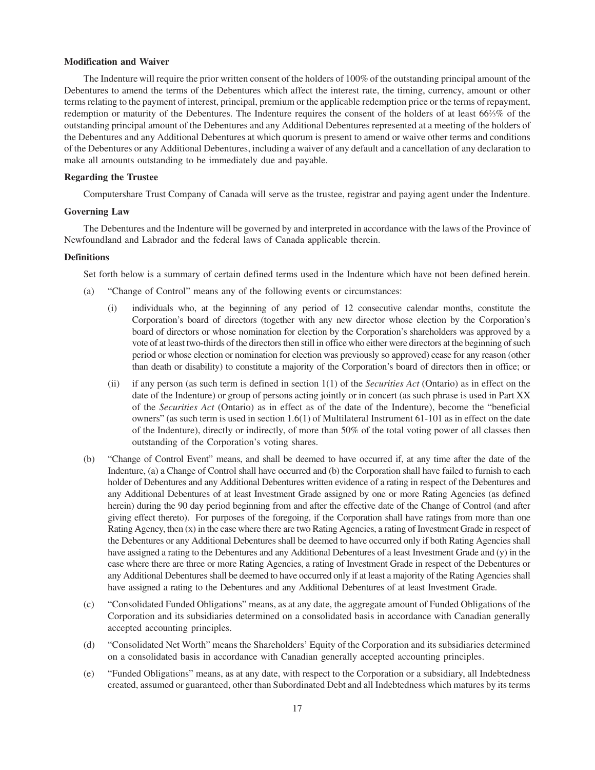**Modification and Waiver**

The Indenture will require the prior written consent of the holders of 100% of the outstanding principal amount of the Debentures to amend the terms of the Debentures which affect the interest rate, the timing, currency, amount or other terms relating to the payment of interest, principal, premium or the applicable redemption price or the terms of repayment, redemption or maturity of the Debentures. The Indenture requires the consent of the holders of at least 66⅔% of the outstanding principal amount of the Debentures and any Additional Debentures represented at a meeting of the holders of the Debentures and any Additional Debentures at which quorum is present to amend or waive other terms and conditions of the Debentures or any Additional Debentures, including a waiver of any default and a cancellation of any declaration to make all amounts outstanding to be immediately due and payable.

**Regarding the Trustee**

Computershare Trust Company of Canada will serve as the trustee, registrar and paying agent under the Indenture.

**Governing Law**

The Debentures and the Indenture will be governed by and interpreted in accordance with the laws of the Province of Newfoundland and Labrador and the federal laws of Canada applicable therein.

**Definitions**

Set forth below is a summary of certain defined terms used in the Indenture which have not been defined herein.

(a) "Change of Control" means any of the following events or circumstances:

   (i) individuals who, at the beginning of any period of 12 consecutive calendar months, constitute the Corporation's board of directors (together with any new director whose election by the Corporation's board of directors or whose nomination for election by the Corporation's shareholders was approved by a vote of at least two-thirds of the directors then still in office who either were directors at the beginning of such period or whose election or nomination for election was previously so approved) cease for any reason (other than death or disability) to constitute a majority of the Corporation's board of directors then in office; or

   (ii) if any person (as such term is defined in section 1(1) of the *Securities Act* (Ontario) as in effect on the date of the Indenture) or group of persons acting jointly or in concert (as such phrase is used in Part XX of the *Securities Act* (Ontario) as in effect as of the date of the Indenture), become the "beneficial owners" (as such term is used in section 1.6(1) of Multilateral Instrument 61-101 as in effect on the date of the Indenture), directly or indirectly, of more than 50% of the total voting power of all classes then outstanding of the Corporation's voting shares.

(b) "Change of Control Event" means, and shall be deemed to have occurred if, at any time after the date of the Indenture, (a) a Change of Control shall have occurred and (b) the Corporation shall have failed to furnish to each holder of Debentures and any Additional Debentures written evidence of a rating in respect of the Debentures and any Additional Debentures of at least Investment Grade assigned by one or more Rating Agencies (as defined herein) during the 90 day period beginning from and after the effective date of the Change of Control (and after giving effect thereto). For purposes of the foregoing, if the Corporation shall have ratings from more than one Rating Agency, then (x) in the case where there are two Rating Agencies, a rating of Investment Grade in respect of the Debentures or any Additional Debentures shall be deemed to have occurred only if both Rating Agencies shall have assigned a rating to the Debentures and any Additional Debentures of a least Investment Grade and (y) in the case where there are three or more Rating Agencies, a rating of Investment Grade in respect of the Debentures or any Additional Debentures shall be deemed to have occurred only if at least a majority of the Rating Agencies shall have assigned a rating to the Debentures and any Additional Debentures of at least Investment Grade.

(c) "Consolidated Funded Obligations" means, as at any date, the aggregate amount of Funded Obligations of the Corporation and its subsidiaries determined on a consolidated basis in accordance with Canadian generally accepted accounting principles.

(d) "Consolidated Net Worth" means the Shareholders' Equity of the Corporation and its subsidiaries determined on a consolidated basis in accordance with Canadian generally accepted accounting principles.

(e) "Funded Obligations" means, as at any date, with respect to the Corporation or a subsidiary, all Indebtedness created, assumed or guaranteed, other than Subordinated Debt and all Indebtedness which matures by its terms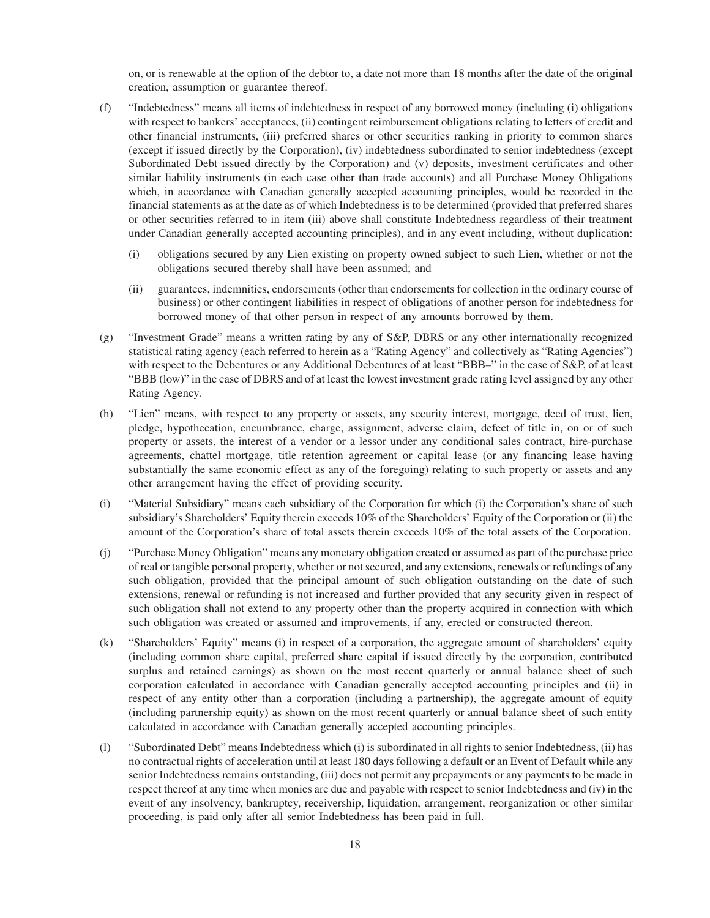on, or is renewable at the option of the debtor to, a date not more than 18 months after the date of the original creation, assumption or guarantee thereof.

(f) "Indebtedness" means all items of indebtedness in respect of any borrowed money (including (i) obligations with respect to bankers' acceptances, (ii) contingent reimbursement obligations relating to letters of credit and other financial instruments, (iii) preferred shares or other securities ranking in priority to common shares (except if issued directly by the Corporation), (iv) indebtedness subordinated to senior indebtedness (except Subordinated Debt issued directly by the Corporation) and (v) deposits, investment certificates and other similar liability instruments (in each case other than trade accounts) and all Purchase Money Obligations which, in accordance with Canadian generally accepted accounting principles, would be recorded in the financial statements as at the date as of which Indebtedness is to be determined (provided that preferred shares or other securities referred to in item (iii) above shall constitute Indebtedness regardless of their treatment under Canadian generally accepted accounting principles), and in any event including, without duplication:

   (i) obligations secured by any Lien existing on property owned subject to such Lien, whether or not the obligations secured thereby shall have been assumed; and

   (ii) guarantees, indemnities, endorsements (other than endorsements for collection in the ordinary course of business) or other contingent liabilities in respect of obligations of another person for indebtedness for borrowed money of that other person in respect of any amounts borrowed by them.

(g) "Investment Grade" means a written rating by any of S&P, DBRS or any other internationally recognized statistical rating agency (each referred to herein as a "Rating Agency" and collectively as "Rating Agencies") with respect to the Debentures or any Additional Debentures of at least "BBB–" in the case of S&P, of at least "BBB (low)" in the case of DBRS and of at least the lowest investment grade rating level assigned by any other Rating Agency.

(h) "Lien" means, with respect to any property or assets, any security interest, mortgage, deed of trust, lien, pledge, hypothecation, encumbrance, charge, assignment, adverse claim, defect of title in, on or of such property or assets, the interest of a vendor or a lessor under any conditional sales contract, hire-purchase agreements, chattel mortgage, title retention agreement or capital lease (or any financing lease having substantially the same economic effect as any of the foregoing) relating to such property or assets and any other arrangement having the effect of providing security.

(i) "Material Subsidiary" means each subsidiary of the Corporation for which (i) the Corporation's share of such subsidiary's Shareholders' Equity therein exceeds 10% of the Shareholders' Equity of the Corporation or (ii) the amount of the Corporation's share of total assets therein exceeds 10% of the total assets of the Corporation.

(j) "Purchase Money Obligation" means any monetary obligation created or assumed as part of the purchase price of real or tangible personal property, whether or not secured, and any extensions, renewals or refundings of any such obligation, provided that the principal amount of such obligation outstanding on the date of such extensions, renewal or refunding is not increased and further provided that any security given in respect of such obligation shall not extend to any property other than the property acquired in connection with which such obligation was created or assumed and improvements, if any, erected or constructed thereon.

(k) "Shareholders' Equity" means (i) in respect of a corporation, the aggregate amount of shareholders' equity (including common share capital, preferred share capital if issued directly by the corporation, contributed surplus and retained earnings) as shown on the most recent quarterly or annual balance sheet of such corporation calculated in accordance with Canadian generally accepted accounting principles and (ii) in respect of any entity other than a corporation (including a partnership), the aggregate amount of equity (including partnership equity) as shown on the most recent quarterly or annual balance sheet of such entity calculated in accordance with Canadian generally accepted accounting principles.

(l) "Subordinated Debt" means Indebtedness which (i) is subordinated in all rights to senior Indebtedness, (ii) has no contractual rights of acceleration until at least 180 days following a default or an Event of Default while any senior Indebtedness remains outstanding, (iii) does not permit any prepayments or any payments to be made in respect thereof at any time when monies are due and payable with respect to senior Indebtedness and (iv) in the event of any insolvency, bankruptcy, receivership, liquidation, arrangement, reorganization or other similar proceeding, is paid only after all senior Indebtedness has been paid in full.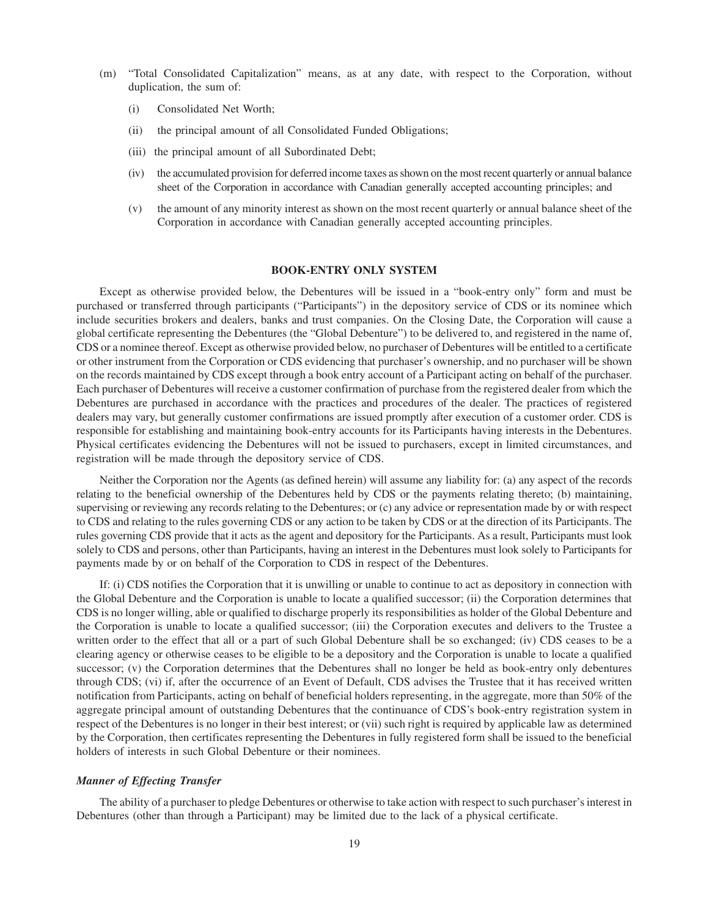(m) "Total Consolidated Capitalization" means, as at any date, with respect to the Corporation, without duplication, the sum of:

   (i) Consolidated Net Worth;

   (ii) the principal amount of all Consolidated Funded Obligations;

   (iii) the principal amount of all Subordinated Debt;

   (iv) the accumulated provision for deferred income taxes as shown on the most recent quarterly or annual balance sheet of the Corporation in accordance with Canadian generally accepted accounting principles; and

   (v) the amount of any minority interest as shown on the most recent quarterly or annual balance sheet of the Corporation in accordance with Canadian generally accepted accounting principles.

## BOOK-ENTRY ONLY SYSTEM

Except as otherwise provided below, the Debentures will be issued in a "book-entry only" form and must be purchased or transferred through participants ("Participants") in the depository service of CDS or its nominee which include securities brokers and dealers, banks and trust companies. On the Closing Date, the Corporation will cause a global certificate representing the Debentures (the "Global Debenture") to be delivered to, and registered in the name of, CDS or a nominee thereof. Except as otherwise provided below, no purchaser of Debentures will be entitled to a certificate or other instrument from the Corporation or CDS evidencing that purchaser's ownership, and no purchaser will be shown on the records maintained by CDS except through a book entry account of a Participant acting on behalf of the purchaser. Each purchaser of Debentures will receive a customer confirmation of purchase from the registered dealer from which the Debentures are purchased in accordance with the practices and procedures of the dealer. The practices of registered dealers may vary, but generally customer confirmations are issued promptly after execution of a customer order. CDS is responsible for establishing and maintaining book-entry accounts for its Participants having interests in the Debentures. Physical certificates evidencing the Debentures will not be issued to purchasers, except in limited circumstances, and registration will be made through the depository service of CDS.

Neither the Corporation nor the Agents (as defined herein) will assume any liability for: (a) any aspect of the records relating to the beneficial ownership of the Debentures held by CDS or the payments relating thereto; (b) maintaining, supervising or reviewing any records relating to the Debentures; or (c) any advice or representation made by or with respect to CDS and relating to the rules governing CDS or any action to be taken by CDS or at the direction of its Participants. The rules governing CDS provide that it acts as the agent and depository for the Participants. As a result, Participants must look solely to CDS and persons, other than Participants, having an interest in the Debentures must look solely to Participants for payments made by or on behalf of the Corporation to CDS in respect of the Debentures.

If: (i) CDS notifies the Corporation that it is unwilling or unable to continue to act as depository in connection with the Global Debenture and the Corporation is unable to locate a qualified successor; (ii) the Corporation determines that CDS is no longer willing, able or qualified to discharge properly its responsibilities as holder of the Global Debenture and the Corporation is unable to locate a qualified successor; (iii) the Corporation executes and delivers to the Trustee a written order to the effect that all or a part of such Global Debenture shall be so exchanged; (iv) CDS ceases to be a clearing agency or otherwise ceases to be eligible to be a depository and the Corporation is unable to locate a qualified successor; (v) the Corporation determines that the Debentures shall no longer be held as book-entry only debentures through CDS; (vi) if, after the occurrence of an Event of Default, CDS advises the Trustee that it has received written notification from Participants, acting on behalf of beneficial holders representing, in the aggregate, more than 50% of the aggregate principal amount of outstanding Debentures that the continuance of CDS's book-entry registration system in respect of the Debentures is no longer in their best interest; or (vii) such right is required by applicable law as determined by the Corporation, then certificates representing the Debentures in fully registered form shall be issued to the beneficial holders of interests in such Global Debenture or their nominees.

### *Manner of Effecting Transfer*

The ability of a purchaser to pledge Debentures or otherwise to take action with respect to such purchaser's interest in Debentures (other than through a Participant) may be limited due to the lack of a physical certificate.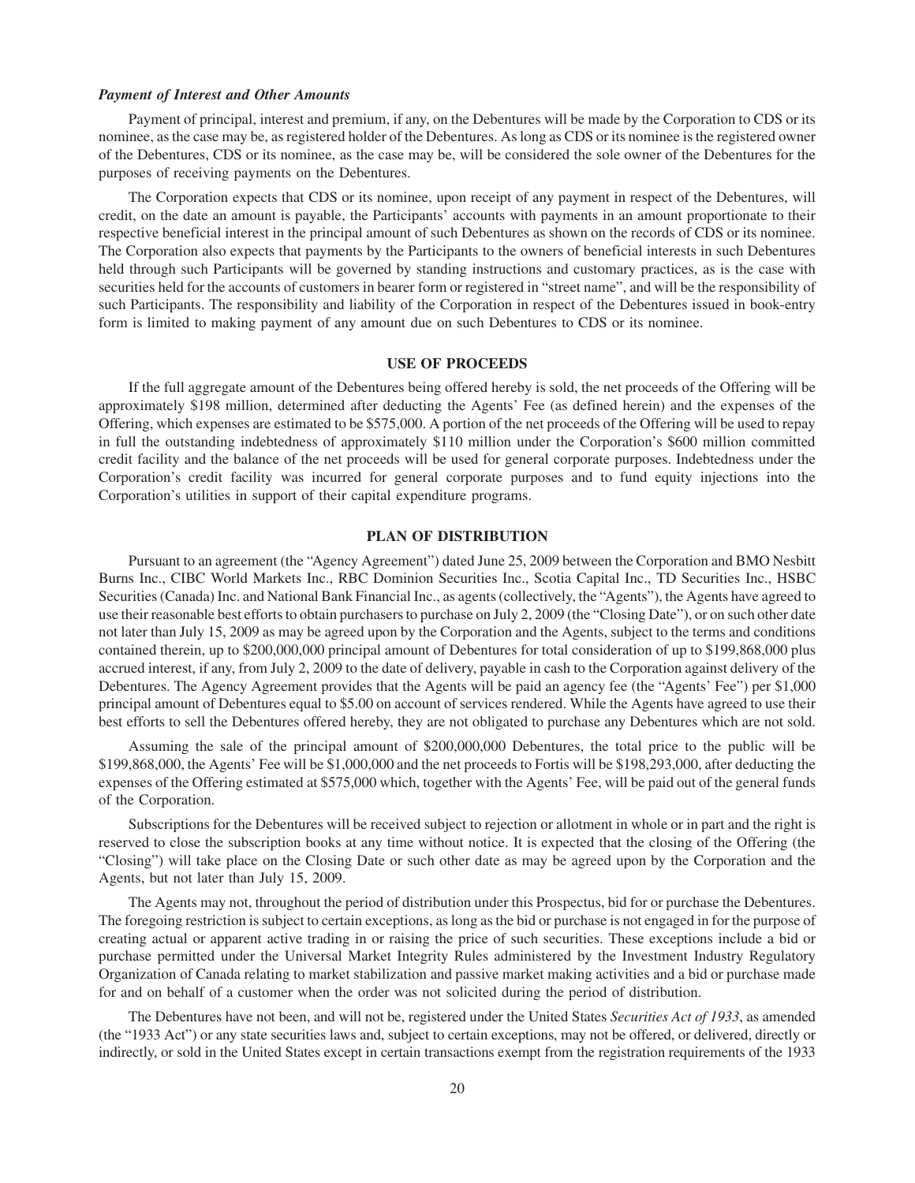***Payment of Interest and Other Amounts***

Payment of principal, interest and premium, if any, on the Debentures will be made by the Corporation to CDS or its nominee, as the case may be, as registered holder of the Debentures. As long as CDS or its nominee is the registered owner of the Debentures, CDS or its nominee, as the case may be, will be considered the sole owner of the Debentures for the purposes of receiving payments on the Debentures.

The Corporation expects that CDS or its nominee, upon receipt of any payment in respect of the Debentures, will credit, on the date an amount is payable, the Participants' accounts with payments in an amount proportionate to their respective beneficial interest in the principal amount of such Debentures as shown on the records of CDS or its nominee. The Corporation also expects that payments by the Participants to the owners of beneficial interests in such Debentures held through such Participants will be governed by standing instructions and customary practices, as is the case with securities held for the accounts of customers in bearer form or registered in "street name", and will be the responsibility of such Participants. The responsibility and liability of the Corporation in respect of the Debentures issued in book-entry form is limited to making payment of any amount due on such Debentures to CDS or its nominee.

## USE OF PROCEEDS

If the full aggregate amount of the Debentures being offered hereby is sold, the net proceeds of the Offering will be approximately \$198 million, determined after deducting the Agents' Fee (as defined herein) and the expenses of the Offering, which expenses are estimated to be \$575,000. A portion of the net proceeds of the Offering will be used to repay in full the outstanding indebtedness of approximately \$110 million under the Corporation's \$600 million committed credit facility and the balance of the net proceeds will be used for general corporate purposes. Indebtedness under the Corporation's credit facility was incurred for general corporate purposes and to fund equity injections into the Corporation's utilities in support of their capital expenditure programs.

## PLAN OF DISTRIBUTION

Pursuant to an agreement (the "Agency Agreement") dated June 25, 2009 between the Corporation and BMO Nesbitt Burns Inc., CIBC World Markets Inc., RBC Dominion Securities Inc., Scotia Capital Inc., TD Securities Inc., HSBC Securities (Canada) Inc. and National Bank Financial Inc., as agents (collectively, the "Agents"), the Agents have agreed to use their reasonable best efforts to obtain purchasers to purchase on July 2, 2009 (the "Closing Date"), or on such other date not later than July 15, 2009 as may be agreed upon by the Corporation and the Agents, subject to the terms and conditions contained therein, up to \$200,000,000 principal amount of Debentures for total consideration of up to \$199,868,000 plus accrued interest, if any, from July 2, 2009 to the date of delivery, payable in cash to the Corporation against delivery of the Debentures. The Agency Agreement provides that the Agents will be paid an agency fee (the "Agents' Fee") per \$1,000 principal amount of Debentures equal to \$5.00 on account of services rendered. While the Agents have agreed to use their best efforts to sell the Debentures offered hereby, they are not obligated to purchase any Debentures which are not sold.

Assuming the sale of the principal amount of \$200,000,000 Debentures, the total price to the public will be \$199,868,000, the Agents' Fee will be \$1,000,000 and the net proceeds to Fortis will be \$198,293,000, after deducting the expenses of the Offering estimated at \$575,000 which, together with the Agents' Fee, will be paid out of the general funds of the Corporation.

Subscriptions for the Debentures will be received subject to rejection or allotment in whole or in part and the right is reserved to close the subscription books at any time without notice. It is expected that the closing of the Offering (the "Closing") will take place on the Closing Date or such other date as may be agreed upon by the Corporation and the Agents, but not later than July 15, 2009.

The Agents may not, throughout the period of distribution under this Prospectus, bid for or purchase the Debentures. The foregoing restriction is subject to certain exceptions, as long as the bid or purchase is not engaged in for the purpose of creating actual or apparent active trading in or raising the price of such securities. These exceptions include a bid or purchase permitted under the Universal Market Integrity Rules administered by the Investment Industry Regulatory Organization of Canada relating to market stabilization and passive market making activities and a bid or purchase made for and on behalf of a customer when the order was not solicited during the period of distribution.

The Debentures have not been, and will not be, registered under the United States *Securities Act of 1933*, as amended (the "1933 Act") or any state securities laws and, subject to certain exceptions, may not be offered, or delivered, directly or indirectly, or sold in the United States except in certain transactions exempt from the registration requirements of the 1933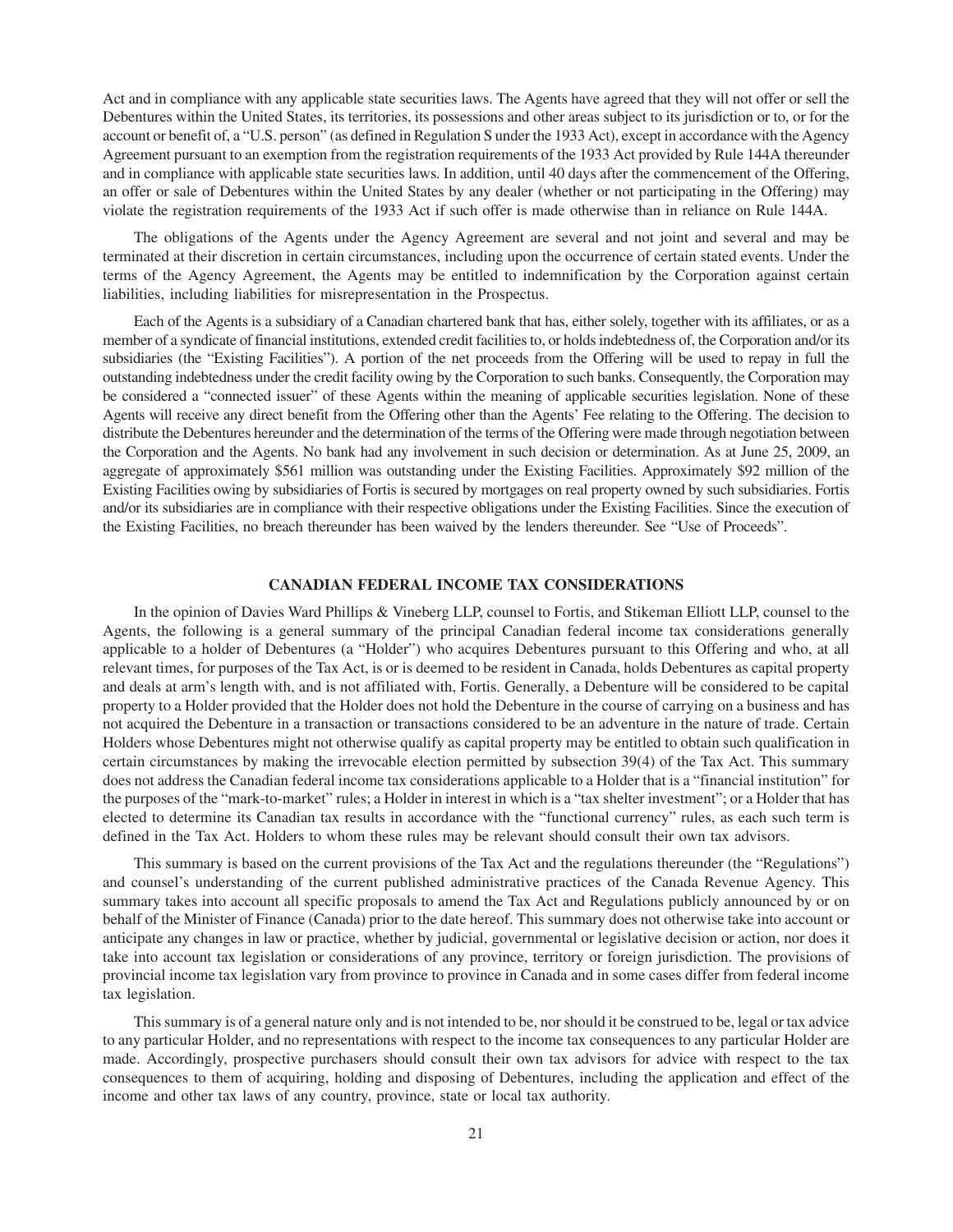Act and in compliance with any applicable state securities laws. The Agents have agreed that they will not offer or sell the Debentures within the United States, its territories, its possessions and other areas subject to its jurisdiction or to, or for the account or benefit of, a "U.S. person" (as defined in Regulation S under the 1933 Act), except in accordance with the Agency Agreement pursuant to an exemption from the registration requirements of the 1933 Act provided by Rule 144A thereunder and in compliance with applicable state securities laws. In addition, until 40 days after the commencement of the Offering, an offer or sale of Debentures within the United States by any dealer (whether or not participating in the Offering) may violate the registration requirements of the 1933 Act if such offer is made otherwise than in reliance on Rule 144A.

The obligations of the Agents under the Agency Agreement are several and not joint and several and may be terminated at their discretion in certain circumstances, including upon the occurrence of certain stated events. Under the terms of the Agency Agreement, the Agents may be entitled to indemnification by the Corporation against certain liabilities, including liabilities for misrepresentation in the Prospectus.

Each of the Agents is a subsidiary of a Canadian chartered bank that has, either solely, together with its affiliates, or as a member of a syndicate of financial institutions, extended credit facilities to, or holds indebtedness of, the Corporation and/or its subsidiaries (the "Existing Facilities"). A portion of the net proceeds from the Offering will be used to repay in full the outstanding indebtedness under the credit facility owing by the Corporation to such banks. Consequently, the Corporation may be considered a "connected issuer" of these Agents within the meaning of applicable securities legislation. None of these Agents will receive any direct benefit from the Offering other than the Agents' Fee relating to the Offering. The decision to distribute the Debentures hereunder and the determination of the terms of the Offering were made through negotiation between the Corporation and the Agents. No bank had any involvement in such decision or determination. As at June 25, 2009, an aggregate of approximately $561 million was outstanding under the Existing Facilities. Approximately $92 million of the Existing Facilities owing by subsidiaries of Fortis is secured by mortgages on real property owned by such subsidiaries. Fortis and/or its subsidiaries are in compliance with their respective obligations under the Existing Facilities. Since the execution of the Existing Facilities, no breach thereunder has been waived by the lenders thereunder. See "Use of Proceeds".

## CANADIAN FEDERAL INCOME TAX CONSIDERATIONS

In the opinion of Davies Ward Phillips & Vineberg LLP, counsel to Fortis, and Stikeman Elliott LLP, counsel to the Agents, the following is a general summary of the principal Canadian federal income tax considerations generally applicable to a holder of Debentures (a "Holder") who acquires Debentures pursuant to this Offering and who, at all relevant times, for purposes of the Tax Act, is or is deemed to be resident in Canada, holds Debentures as capital property and deals at arm's length with, and is not affiliated with, Fortis. Generally, a Debenture will be considered to be capital property to a Holder provided that the Holder does not hold the Debenture in the course of carrying on a business and has not acquired the Debenture in a transaction or transactions considered to be an adventure in the nature of trade. Certain Holders whose Debentures might not otherwise qualify as capital property may be entitled to obtain such qualification in certain circumstances by making the irrevocable election permitted by subsection 39(4) of the Tax Act. This summary does not address the Canadian federal income tax considerations applicable to a Holder that is a "financial institution" for the purposes of the "mark-to-market" rules; a Holder in interest in which is a "tax shelter investment"; or a Holder that has elected to determine its Canadian tax results in accordance with the "functional currency" rules, as each such term is defined in the Tax Act. Holders to whom these rules may be relevant should consult their own tax advisors.

This summary is based on the current provisions of the Tax Act and the regulations thereunder (the "Regulations") and counsel's understanding of the current published administrative practices of the Canada Revenue Agency. This summary takes into account all specific proposals to amend the Tax Act and Regulations publicly announced by or on behalf of the Minister of Finance (Canada) prior to the date hereof. This summary does not otherwise take into account or anticipate any changes in law or practice, whether by judicial, governmental or legislative decision or action, nor does it take into account tax legislation or considerations of any province, territory or foreign jurisdiction. The provisions of provincial income tax legislation vary from province to province in Canada and in some cases differ from federal income tax legislation.

This summary is of a general nature only and is not intended to be, nor should it be construed to be, legal or tax advice to any particular Holder, and no representations with respect to the income tax consequences to any particular Holder are made. Accordingly, prospective purchasers should consult their own tax advisors for advice with respect to the tax consequences to them of acquiring, holding and disposing of Debentures, including the application and effect of the income and other tax laws of any country, province, state or local tax authority.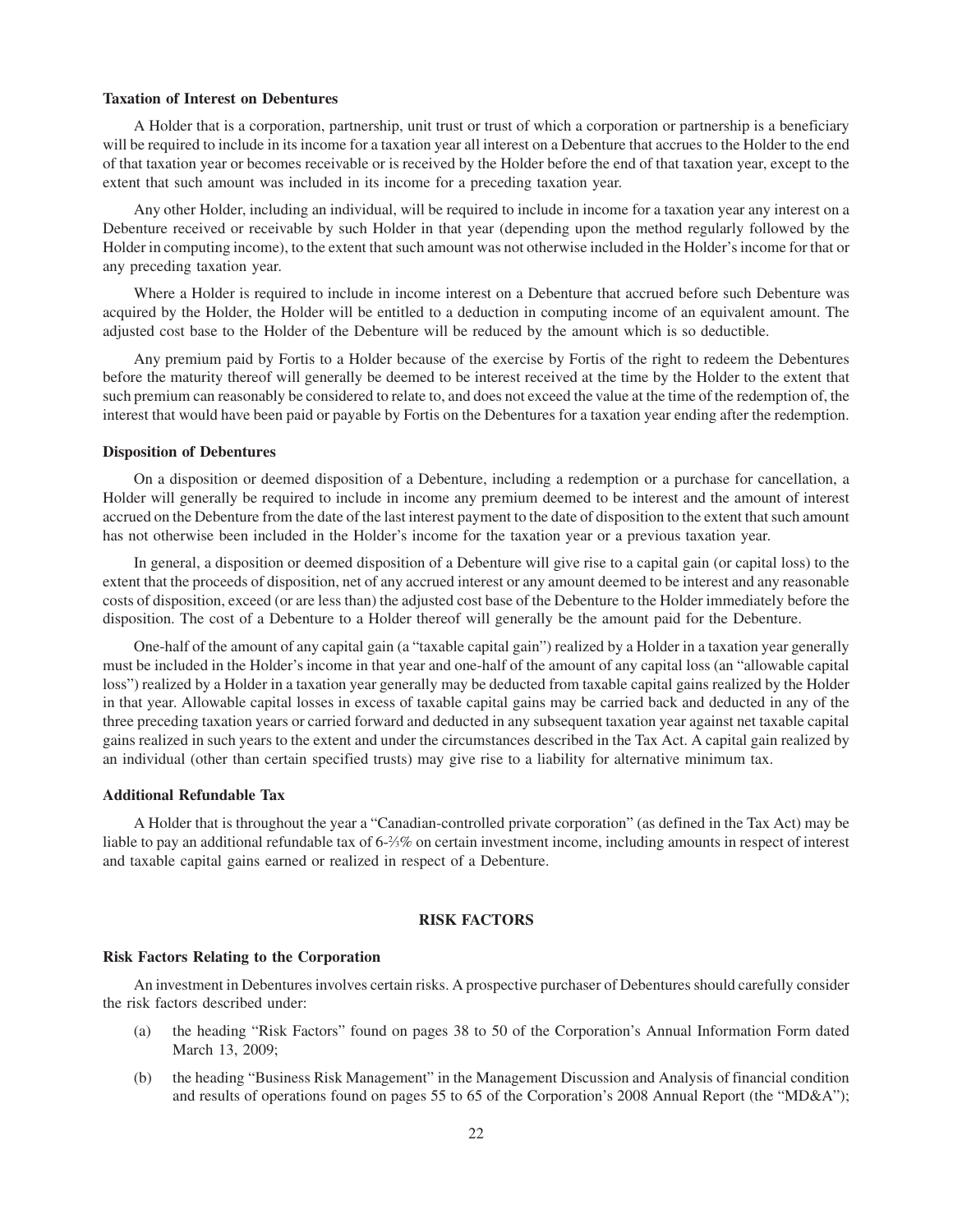**Taxation of Interest on Debentures**

A Holder that is a corporation, partnership, unit trust or trust of which a corporation or partnership is a beneficiary will be required to include in its income for a taxation year all interest on a Debenture that accrues to the Holder to the end of that taxation year or becomes receivable or is received by the Holder before the end of that taxation year, except to the extent that such amount was included in its income for a preceding taxation year.

Any other Holder, including an individual, will be required to include in income for a taxation year any interest on a Debenture received or receivable by such Holder in that year (depending upon the method regularly followed by the Holder in computing income), to the extent that such amount was not otherwise included in the Holder's income for that or any preceding taxation year.

Where a Holder is required to include in income interest on a Debenture that accrued before such Debenture was acquired by the Holder, the Holder will be entitled to a deduction in computing income of an equivalent amount. The adjusted cost base to the Holder of the Debenture will be reduced by the amount which is so deductible.

Any premium paid by Fortis to a Holder because of the exercise by Fortis of the right to redeem the Debentures before the maturity thereof will generally be deemed to be interest received at the time by the Holder to the extent that such premium can reasonably be considered to relate to, and does not exceed the value at the time of the redemption of, the interest that would have been paid or payable by Fortis on the Debentures for a taxation year ending after the redemption.

**Disposition of Debentures**

On a disposition or deemed disposition of a Debenture, including a redemption or a purchase for cancellation, a Holder will generally be required to include in income any premium deemed to be interest and the amount of interest accrued on the Debenture from the date of the last interest payment to the date of disposition to the extent that such amount has not otherwise been included in the Holder's income for the taxation year or a previous taxation year.

In general, a disposition or deemed disposition of a Debenture will give rise to a capital gain (or capital loss) to the extent that the proceeds of disposition, net of any accrued interest or any amount deemed to be interest and any reasonable costs of disposition, exceed (or are less than) the adjusted cost base of the Debenture to the Holder immediately before the disposition. The cost of a Debenture to a Holder thereof will generally be the amount paid for the Debenture.

One-half of the amount of any capital gain (a "taxable capital gain") realized by a Holder in a taxation year generally must be included in the Holder's income in that year and one-half of the amount of any capital loss (an "allowable capital loss") realized by a Holder in a taxation year generally may be deducted from taxable capital gains realized by the Holder in that year. Allowable capital losses in excess of taxable capital gains may be carried back and deducted in any of the three preceding taxation years or carried forward and deducted in any subsequent taxation year against net taxable capital gains realized in such years to the extent and under the circumstances described in the Tax Act. A capital gain realized by an individual (other than certain specified trusts) may give rise to a liability for alternative minimum tax.

**Additional Refundable Tax**

A Holder that is throughout the year a "Canadian-controlled private corporation" (as defined in the Tax Act) may be liable to pay an additional refundable tax of 6-⅔% on certain investment income, including amounts in respect of interest and taxable capital gains earned or realized in respect of a Debenture.

## RISK FACTORS

**Risk Factors Relating to the Corporation**

An investment in Debentures involves certain risks. A prospective purchaser of Debentures should carefully consider the risk factors described under:

(a) the heading "Risk Factors" found on pages 38 to 50 of the Corporation's Annual Information Form dated March 13, 2009;

(b) the heading "Business Risk Management" in the Management Discussion and Analysis of financial condition and results of operations found on pages 55 to 65 of the Corporation's 2008 Annual Report (the "MD&A");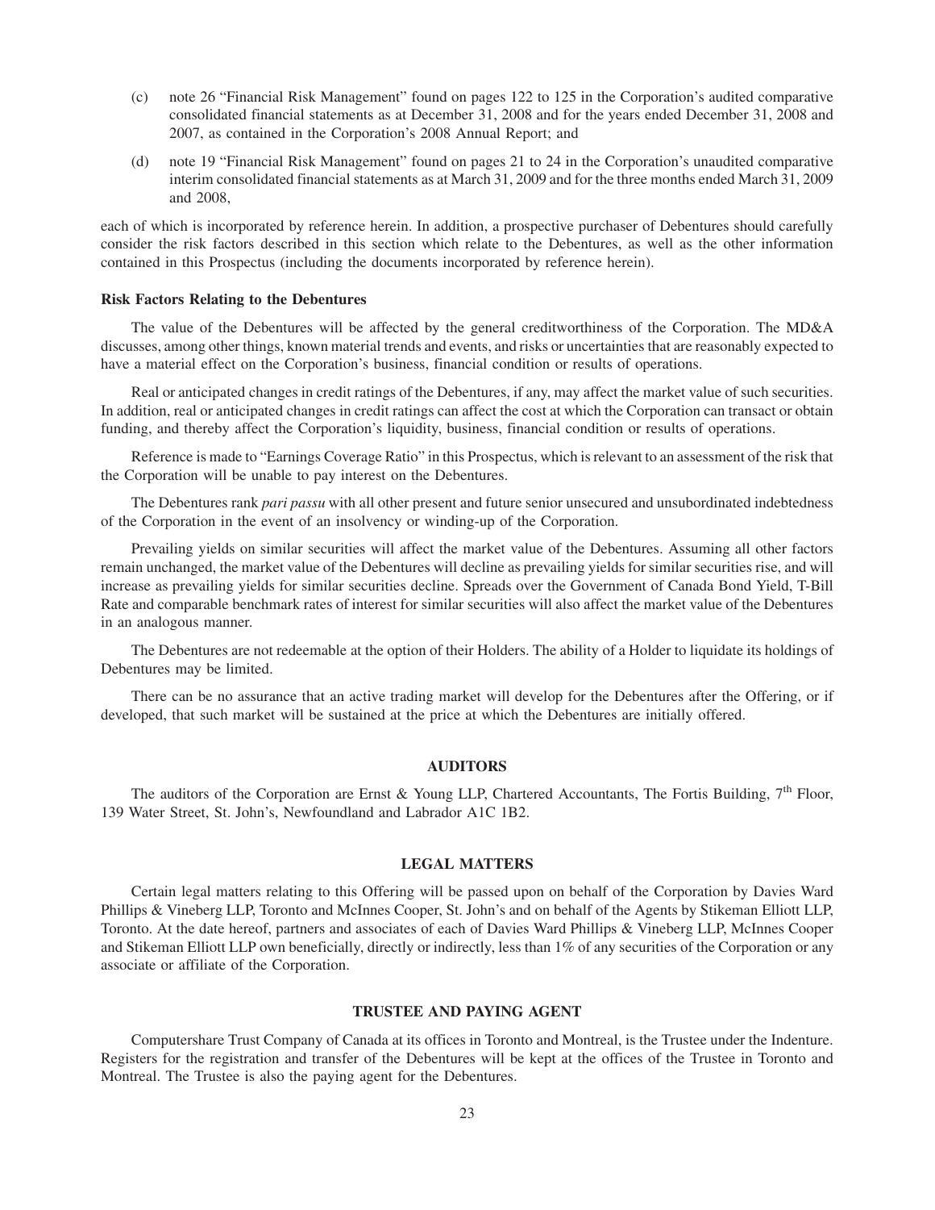(c) note 26 "Financial Risk Management" found on pages 122 to 125 in the Corporation's audited comparative consolidated financial statements as at December 31, 2008 and for the years ended December 31, 2008 and 2007, as contained in the Corporation's 2008 Annual Report; and

(d) note 19 "Financial Risk Management" found on pages 21 to 24 in the Corporation's unaudited comparative interim consolidated financial statements as at March 31, 2009 and for the three months ended March 31, 2009 and 2008,

each of which is incorporated by reference herein. In addition, a prospective purchaser of Debentures should carefully consider the risk factors described in this section which relate to the Debentures, as well as the other information contained in this Prospectus (including the documents incorporated by reference herein).

**Risk Factors Relating to the Debentures**

The value of the Debentures will be affected by the general creditworthiness of the Corporation. The MD&A discusses, among other things, known material trends and events, and risks or uncertainties that are reasonably expected to have a material effect on the Corporation's business, financial condition or results of operations.

Real or anticipated changes in credit ratings of the Debentures, if any, may affect the market value of such securities. In addition, real or anticipated changes in credit ratings can affect the cost at which the Corporation can transact or obtain funding, and thereby affect the Corporation's liquidity, business, financial condition or results of operations.

Reference is made to "Earnings Coverage Ratio" in this Prospectus, which is relevant to an assessment of the risk that the Corporation will be unable to pay interest on the Debentures.

The Debentures rank *pari passu* with all other present and future senior unsecured and unsubordinated indebtedness of the Corporation in the event of an insolvency or winding-up of the Corporation.

Prevailing yields on similar securities will affect the market value of the Debentures. Assuming all other factors remain unchanged, the market value of the Debentures will decline as prevailing yields for similar securities rise, and will increase as prevailing yields for similar securities decline. Spreads over the Government of Canada Bond Yield, T-Bill Rate and comparable benchmark rates of interest for similar securities will also affect the market value of the Debentures in an analogous manner.

The Debentures are not redeemable at the option of their Holders. The ability of a Holder to liquidate its holdings of Debentures may be limited.

There can be no assurance that an active trading market will develop for the Debentures after the Offering, or if developed, that such market will be sustained at the price at which the Debentures are initially offered.

## AUDITORS

The auditors of the Corporation are Ernst & Young LLP, Chartered Accountants, The Fortis Building, 7th Floor, 139 Water Street, St. John's, Newfoundland and Labrador A1C 1B2.

## LEGAL MATTERS

Certain legal matters relating to this Offering will be passed upon on behalf of the Corporation by Davies Ward Phillips & Vineberg LLP, Toronto and McInnes Cooper, St. John's and on behalf of the Agents by Stikeman Elliott LLP, Toronto. At the date hereof, partners and associates of each of Davies Ward Phillips & Vineberg LLP, McInnes Cooper and Stikeman Elliott LLP own beneficially, directly or indirectly, less than 1% of any securities of the Corporation or any associate or affiliate of the Corporation.

## TRUSTEE AND PAYING AGENT

Computershare Trust Company of Canada at its offices in Toronto and Montreal, is the Trustee under the Indenture. Registers for the registration and transfer of the Debentures will be kept at the offices of the Trustee in Toronto and Montreal. The Trustee is also the paying agent for the Debentures.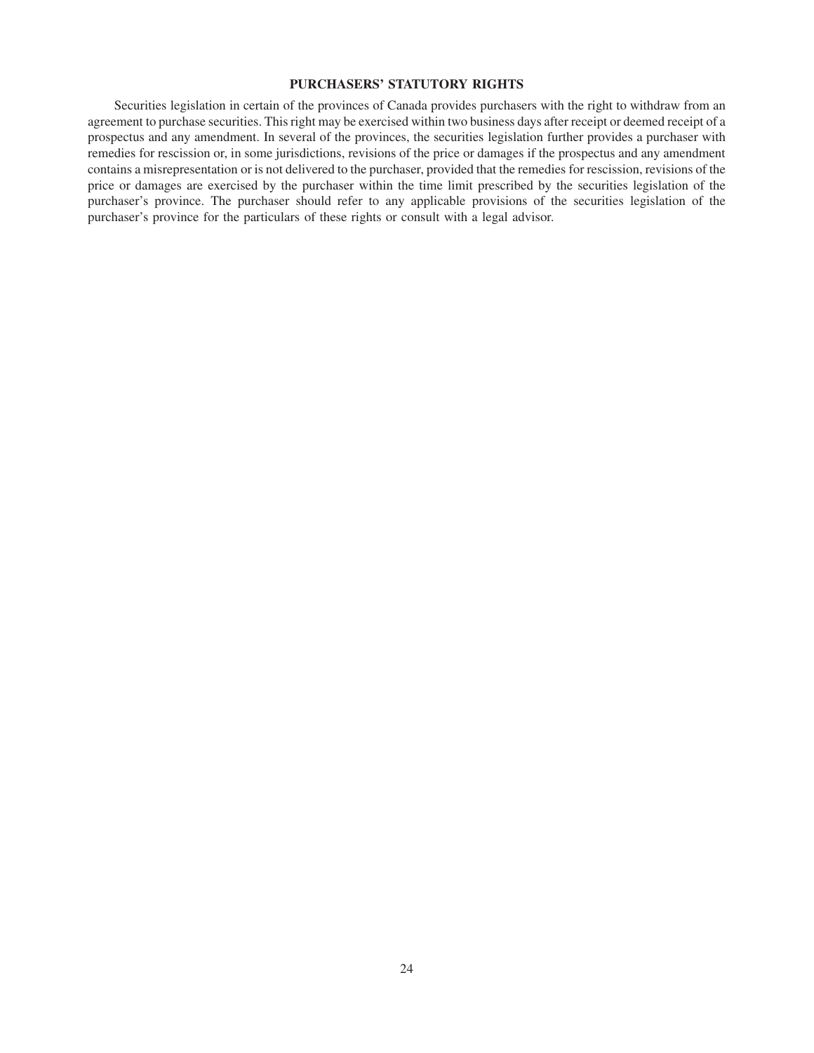## PURCHASERS' STATUTORY RIGHTS

Securities legislation in certain of the provinces of Canada provides purchasers with the right to withdraw from an agreement to purchase securities. This right may be exercised within two business days after receipt or deemed receipt of a prospectus and any amendment. In several of the provinces, the securities legislation further provides a purchaser with remedies for rescission or, in some jurisdictions, revisions of the price or damages if the prospectus and any amendment contains a misrepresentation or is not delivered to the purchaser, provided that the remedies for rescission, revisions of the price or damages are exercised by the purchaser within the time limit prescribed by the securities legislation of the purchaser's province. The purchaser should refer to any applicable provisions of the securities legislation of the purchaser's province for the particulars of these rights or consult with a legal advisor.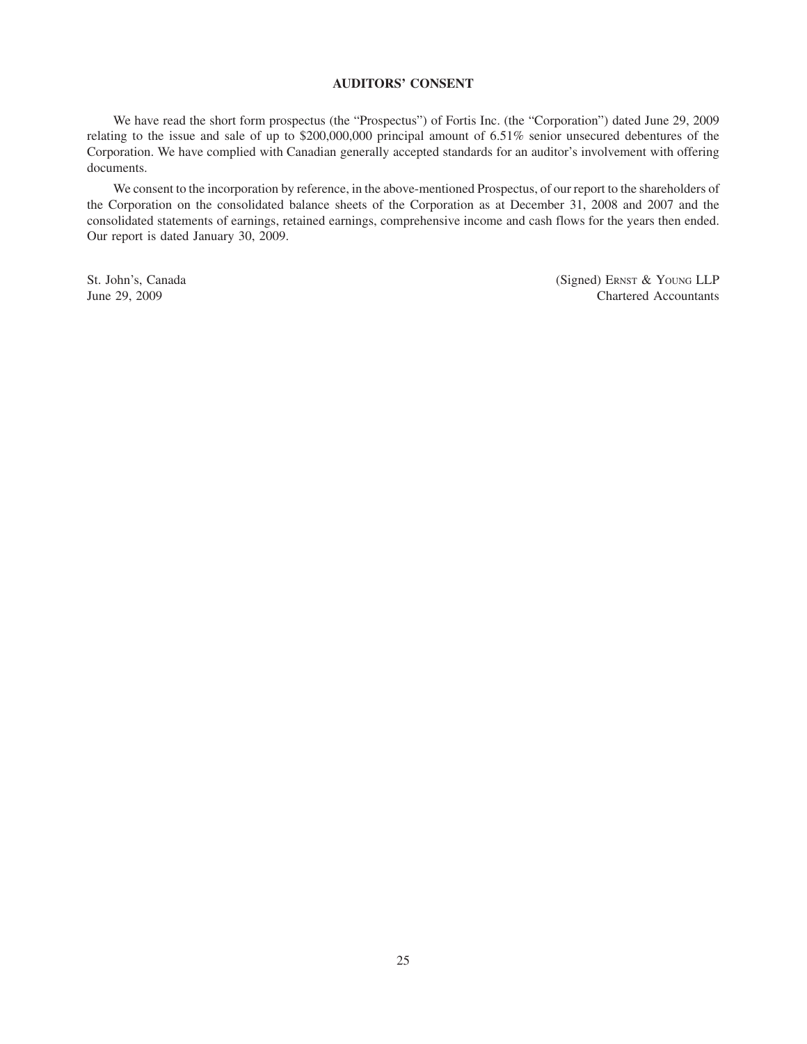## AUDITORS' CONSENT

We have read the short form prospectus (the "Prospectus") of Fortis Inc. (the "Corporation") dated June 29, 2009 relating to the issue and sale of up to $200,000,000 principal amount of 6.51% senior unsecured debentures of the Corporation. We have complied with Canadian generally accepted standards for an auditor's involvement with offering documents.

We consent to the incorporation by reference, in the above-mentioned Prospectus, of our report to the shareholders of the Corporation on the consolidated balance sheets of the Corporation as at December 31, 2008 and 2007 and the consolidated statements of earnings, retained earnings, comprehensive income and cash flows for the years then ended. Our report is dated January 30, 2009.

St. John's, Canada
June 29, 2009

(Signed) Ernst & Young LLP
Chartered Accountants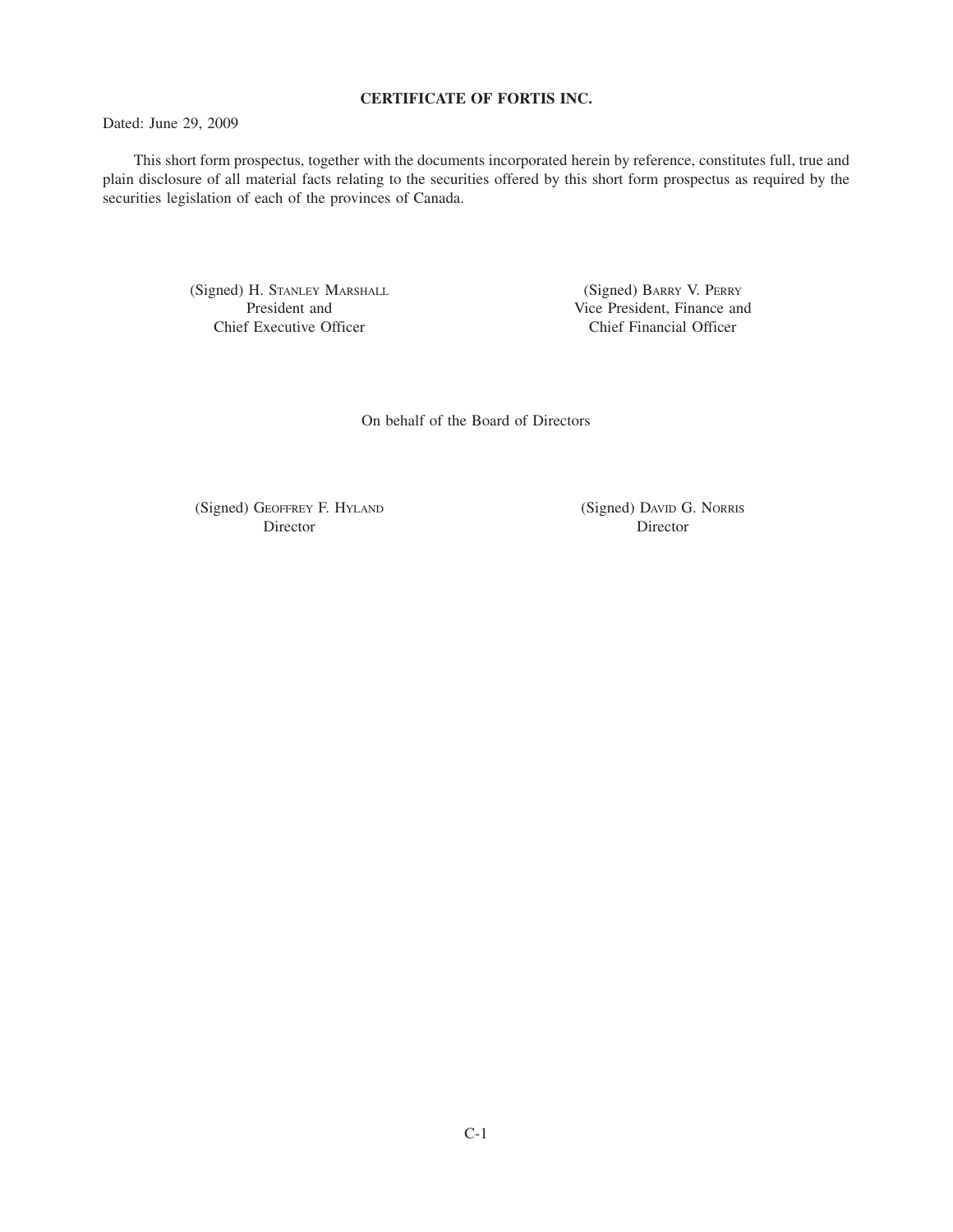## CERTIFICATE OF FORTIS INC.

Dated: June 29, 2009

This short form prospectus, together with the documents incorporated herein by reference, constitutes full, true and plain disclosure of all material facts relating to the securities offered by this short form prospectus as required by the securities legislation of each of the provinces of Canada.

(Signed) H. Stanley Marshall
President and
Chief Executive Officer

(Signed) Barry V. Perry
Vice President, Finance and
Chief Financial Officer

On behalf of the Board of Directors

(Signed) Geoffrey F. Hyland
Director

(Signed) David G. Norris
Director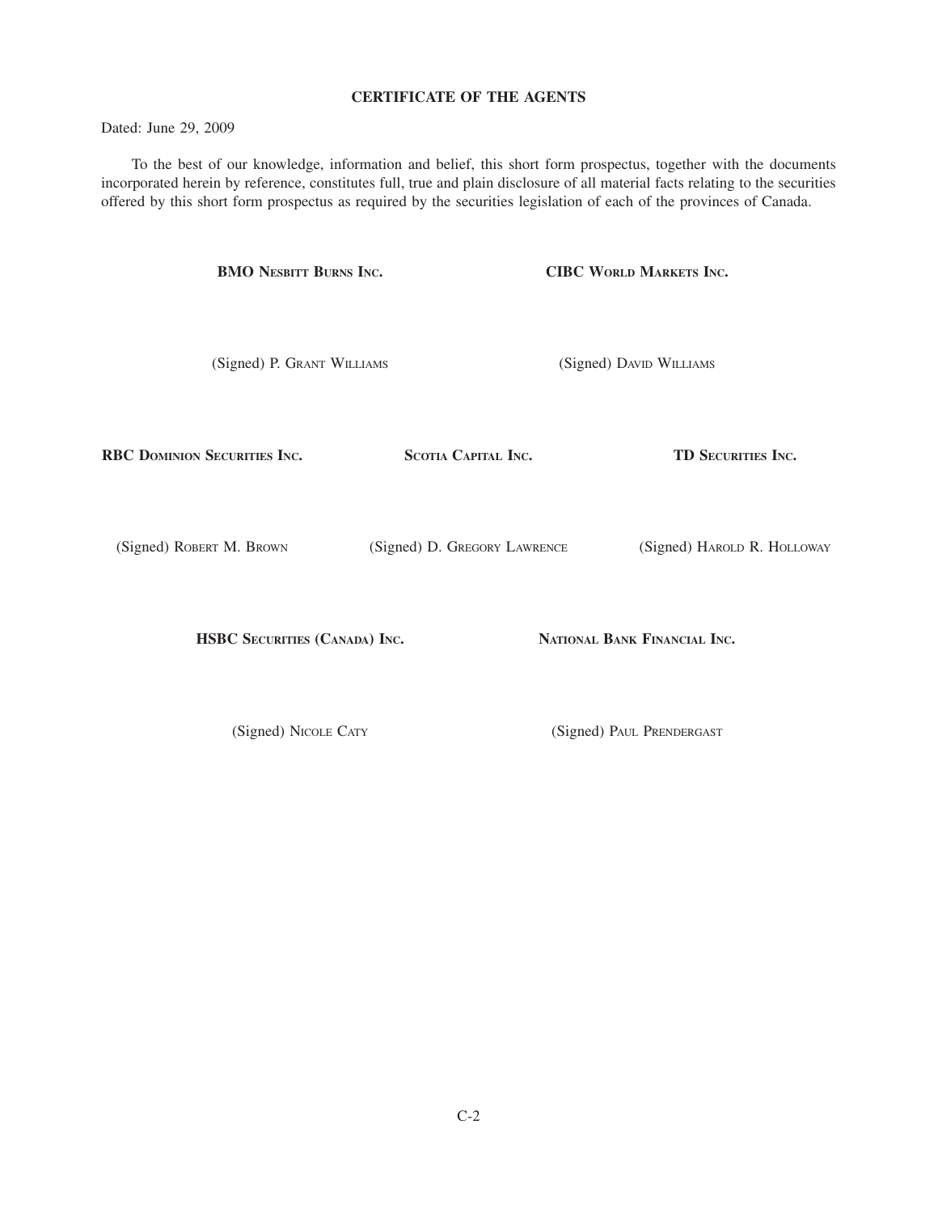# CERTIFICATE OF THE AGENTS

Dated: June 29, 2009

To the best of our knowledge, information and belief, this short form prospectus, together with the documents incorporated herein by reference, constitutes full, true and plain disclosure of all material facts relating to the securities offered by this short form prospectus as required by the securities legislation of each of the provinces of Canada.

| **BMO NESBITT BURNS INC.** | **CIBC WORLD MARKETS INC.** |
| --- | --- |
| (Signed) P. GRANT WILLIAMS | (Signed) DAVID WILLIAMS |

| **RBC DOMINION SECURITIES INC.** | **SCOTIA CAPITAL INC.** | **TD SECURITIES INC.** |
| --- | --- | --- |
| (Signed) ROBERT M. BROWN | (Signed) D. GREGORY LAWRENCE | (Signed) HAROLD R. HOLLOWAY |

| **HSBC SECURITIES (CANADA) INC.** | **NATIONAL BANK FINANCIAL INC.** |
| --- | --- |
| (Signed) NICOLE CATY | (Signed) PAUL PRENDERGAST |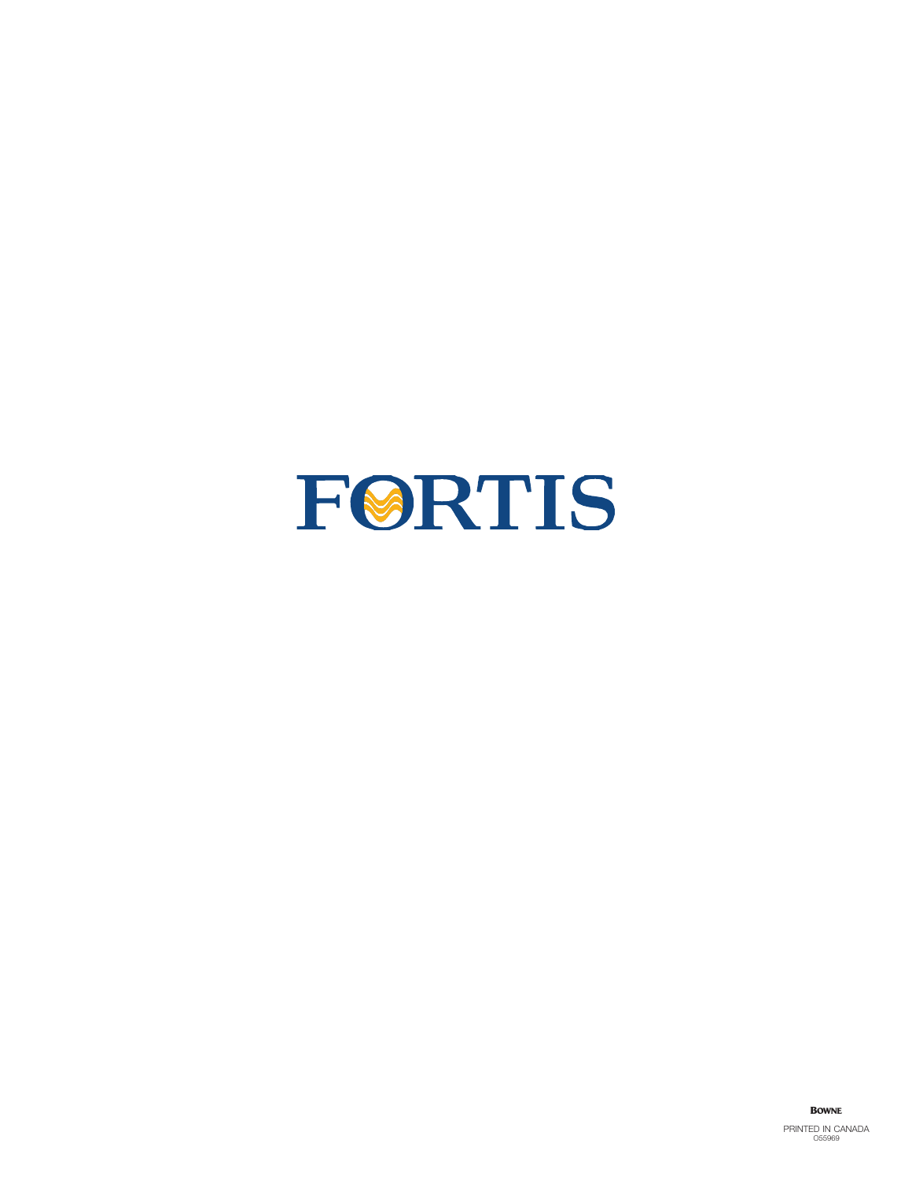FORTIS

BOWNE

PRINTED IN CANADA
O55969